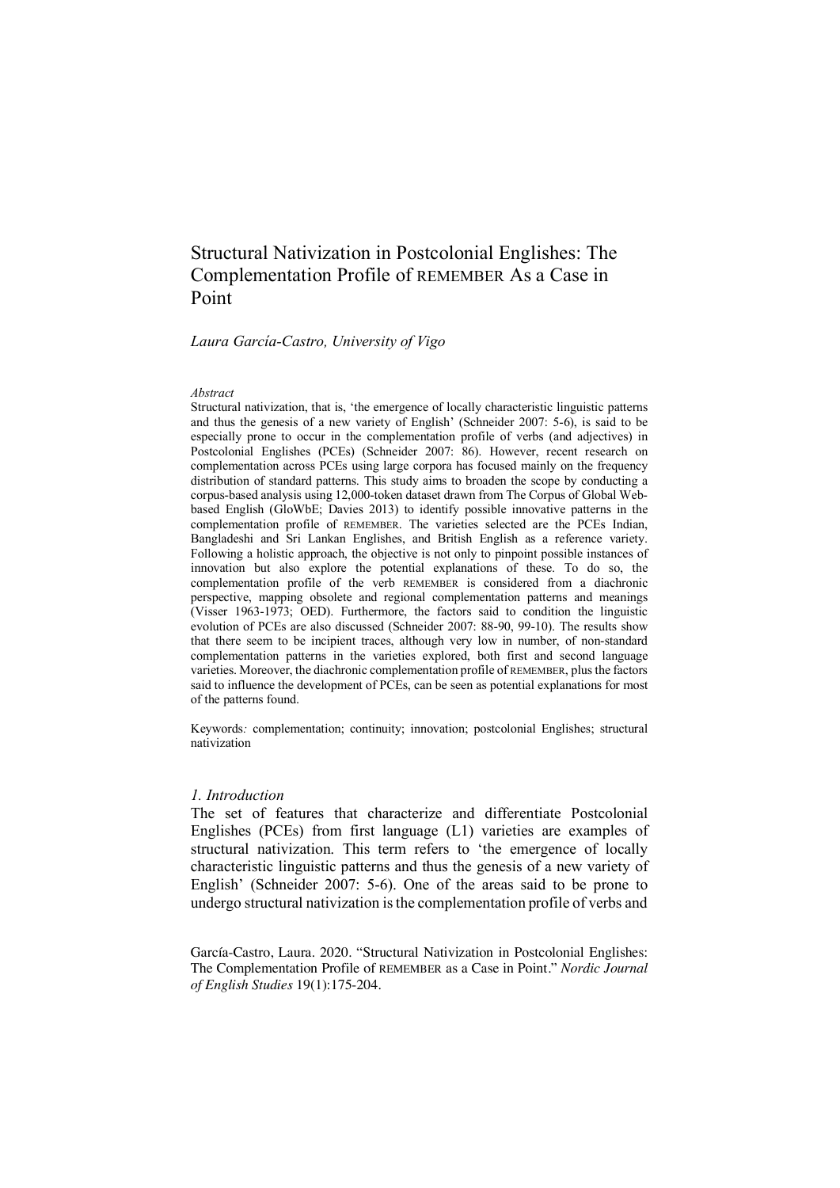# Structural Nativization in Postcolonial Englishes: The Complementation Profile of REMEMBER As a Case in Point

*Laura García-Castro, University of Vigo*

*Abstract*

Structural nativization, that is, 'the emergence of locally characteristic linguistic patterns and thus the genesis of a new variety of English' (Schneider 2007: 5-6), is said to be especially prone to occur in the complementation profile of verbs (and adjectives) in Postcolonial Englishes (PCEs) (Schneider 2007: 86). However, recent research on complementation across PCEs using large corpora has focused mainly on the frequency distribution of standard patterns. This study aims to broaden the scope by conducting a corpus-based analysis using 12,000-token dataset drawn from The Corpus of Global Web-based English (GloWbE; Davies 2013) to identify possible innovative patterns in the complementation profile of REMEMBER. The varieties selected are the PCEs Indian, Bangladeshi and Sri Lankan Englishes, and British English as a reference variety. Following a holistic approach, the objective is not only to pinpoint possible instances of innovation but also explore the potential explanations of these. To do so, the complementation profile of the verb REMEMBER is considered from a diachronic perspective, mapping obsolete and regional complementation patterns and meanings (Visser 1963-1973; OED). Furthermore, the factors said to condition the linguistic evolution of PCEs are also discussed (Schneider 2007: 88-90, 99-10). The results show that there seem to be incipient traces, although very low in number, of non-standard complementation patterns in the varieties explored, both first and second language varieties. Moreover, the diachronic complementation profile of REMEMBER, plus the factors said to influence the development of PCEs, can be seen as potential explanations for most of the patterns found.

Keywords*:* complementation; continuity; innovation; postcolonial Englishes; structural nativization

## *1. Introduction*

The set of features that characterize and differentiate Postcolonial Englishes (PCEs) from first language (L1) varieties are examples of structural nativization. This term refers to 'the emergence of locally characteristic linguistic patterns and thus the genesis of a new variety of English' (Schneider 2007: 5-6). One of the areas said to be prone to undergo structural nativization is the complementation profile of verbs and

García-Castro, Laura. 2020. "Structural Nativization in Postcolonial Englishes: The Complementation Profile of REMEMBER as a Case in Point." *Nordic Journal of English Studies* 19(1):175-204.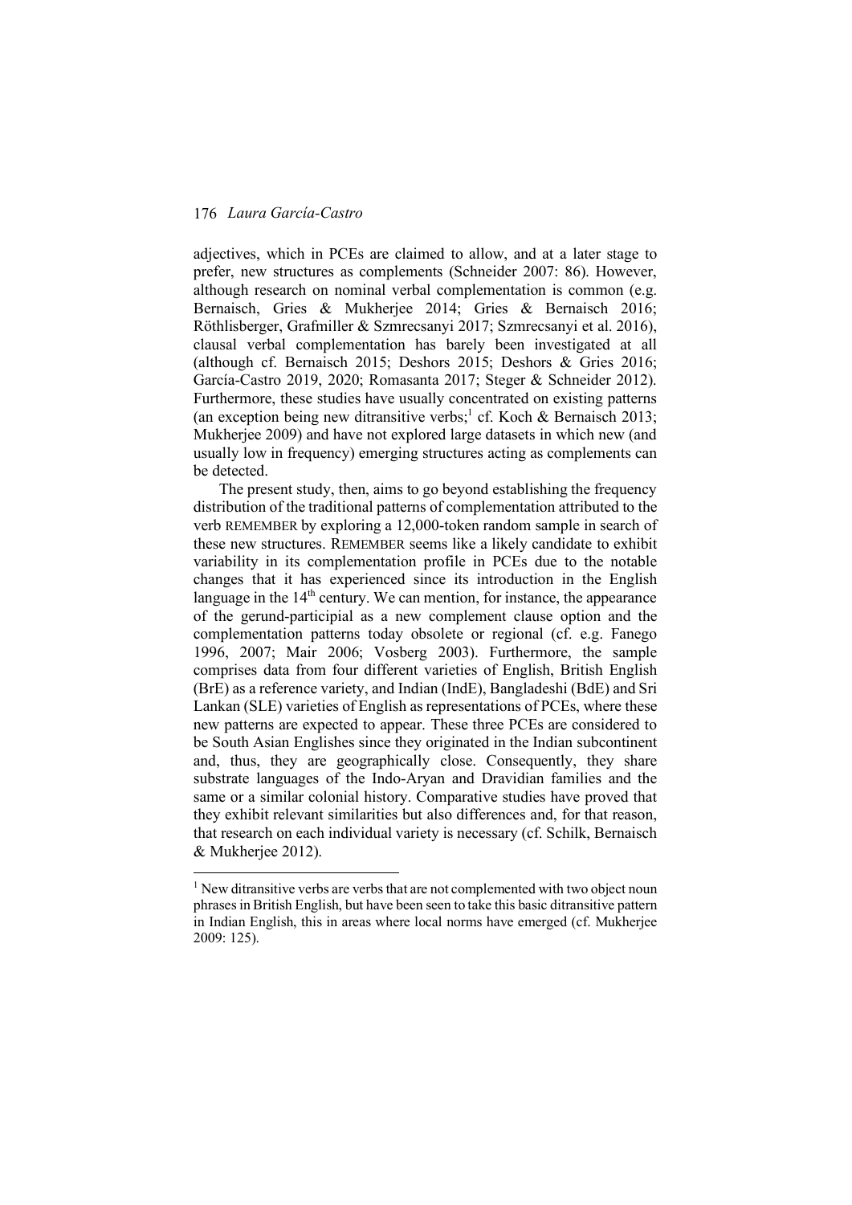adjectives, which in PCEs are claimed to allow, and at a later stage to prefer, new structures as complements (Schneider 2007: 86). However, although research on nominal verbal complementation is common (e.g. Bernaisch, Gries & Mukherjee 2014; Gries & Bernaisch 2016; Röthlisberger, Grafmiller & Szmrecsanyi 2017; Szmrecsanyi et al. 2016), clausal verbal complementation has barely been investigated at all (although cf. Bernaisch 2015; Deshors 2015; Deshors & Gries 2016; García-Castro 2019, 2020; Romasanta 2017; Steger & Schneider 2012). Furthermore, these studies have usually concentrated on existing patterns (an exception being new ditransitive verbs;[1] cf. Koch & Bernaisch 2013; Mukherjee 2009) and have not explored large datasets in which new (and usually low in frequency) emerging structures acting as complements can be detected.

The present study, then, aims to go beyond establishing the frequency distribution of the traditional patterns of complementation attributed to the verb REMEMBER by exploring a 12,000-token random sample in search of these new structures. REMEMBER seems like a likely candidate to exhibit variability in its complementation profile in PCEs due to the notable changes that it has experienced since its introduction in the English language in the 14th century. We can mention, for instance, the appearance of the gerund-participial as a new complement clause option and the complementation patterns today obsolete or regional (cf. e.g. Fanego 1996, 2007; Mair 2006; Vosberg 2003). Furthermore, the sample comprises data from four different varieties of English, British English (BrE) as a reference variety, and Indian (IndE), Bangladeshi (BdE) and Sri Lankan (SLE) varieties of English as representations of PCEs, where these new patterns are expected to appear. These three PCEs are considered to be South Asian Englishes since they originated in the Indian subcontinent and, thus, they are geographically close. Consequently, they share substrate languages of the Indo-Aryan and Dravidian families and the same or a similar colonial history. Comparative studies have proved that they exhibit relevant similarities but also differences and, for that reason, that research on each individual variety is necessary (cf. Schilk, Bernaisch & Mukherjee 2012).

[1] New ditransitive verbs are verbs that are not complemented with two object noun phrases in British English, but have been seen to take this basic ditransitive pattern in Indian English, this in areas where local norms have emerged (cf. Mukherjee 2009: 125).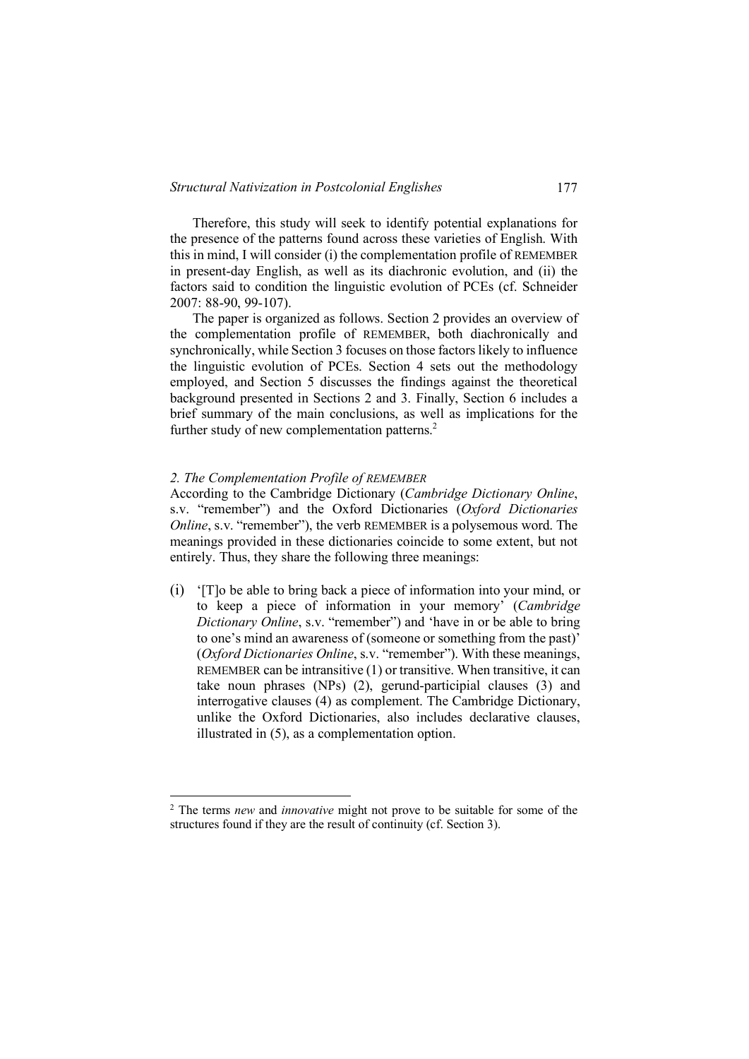Therefore, this study will seek to identify potential explanations for the presence of the patterns found across these varieties of English. With this in mind, I will consider (i) the complementation profile of REMEMBER in present-day English, as well as its diachronic evolution, and (ii) the factors said to condition the linguistic evolution of PCEs (cf. Schneider 2007: 88-90, 99-107).

The paper is organized as follows. Section 2 provides an overview of the complementation profile of REMEMBER, both diachronically and synchronically, while Section 3 focuses on those factors likely to influence the linguistic evolution of PCEs. Section 4 sets out the methodology employed, and Section 5 discusses the findings against the theoretical background presented in Sections 2 and 3. Finally, Section 6 includes a brief summary of the main conclusions, as well as implications for the further study of new complementation patterns.[2]

## *2. The Complementation Profile of REMEMBER*

According to the Cambridge Dictionary (*Cambridge Dictionary Online*, s.v. "remember") and the Oxford Dictionaries (*Oxford Dictionaries Online*, s.v. "remember"), the verb REMEMBER is a polysemous word. The meanings provided in these dictionaries coincide to some extent, but not entirely. Thus, they share the following three meanings:

(i) '[T]o be able to bring back a piece of information into your mind, or to keep a piece of information in your memory' (*Cambridge Dictionary Online*, s.v. "remember") and 'have in or be able to bring to one's mind an awareness of (someone or something from the past)' (*Oxford Dictionaries Online*, s.v. "remember"). With these meanings, REMEMBER can be intransitive (1) or transitive. When transitive, it can take noun phrases (NPs) (2), gerund-participial clauses (3) and interrogative clauses (4) as complement. The Cambridge Dictionary, unlike the Oxford Dictionaries, also includes declarative clauses, illustrated in (5), as a complementation option.

---

[2] The terms *new* and *innovative* might not prove to be suitable for some of the structures found if they are the result of continuity (cf. Section 3).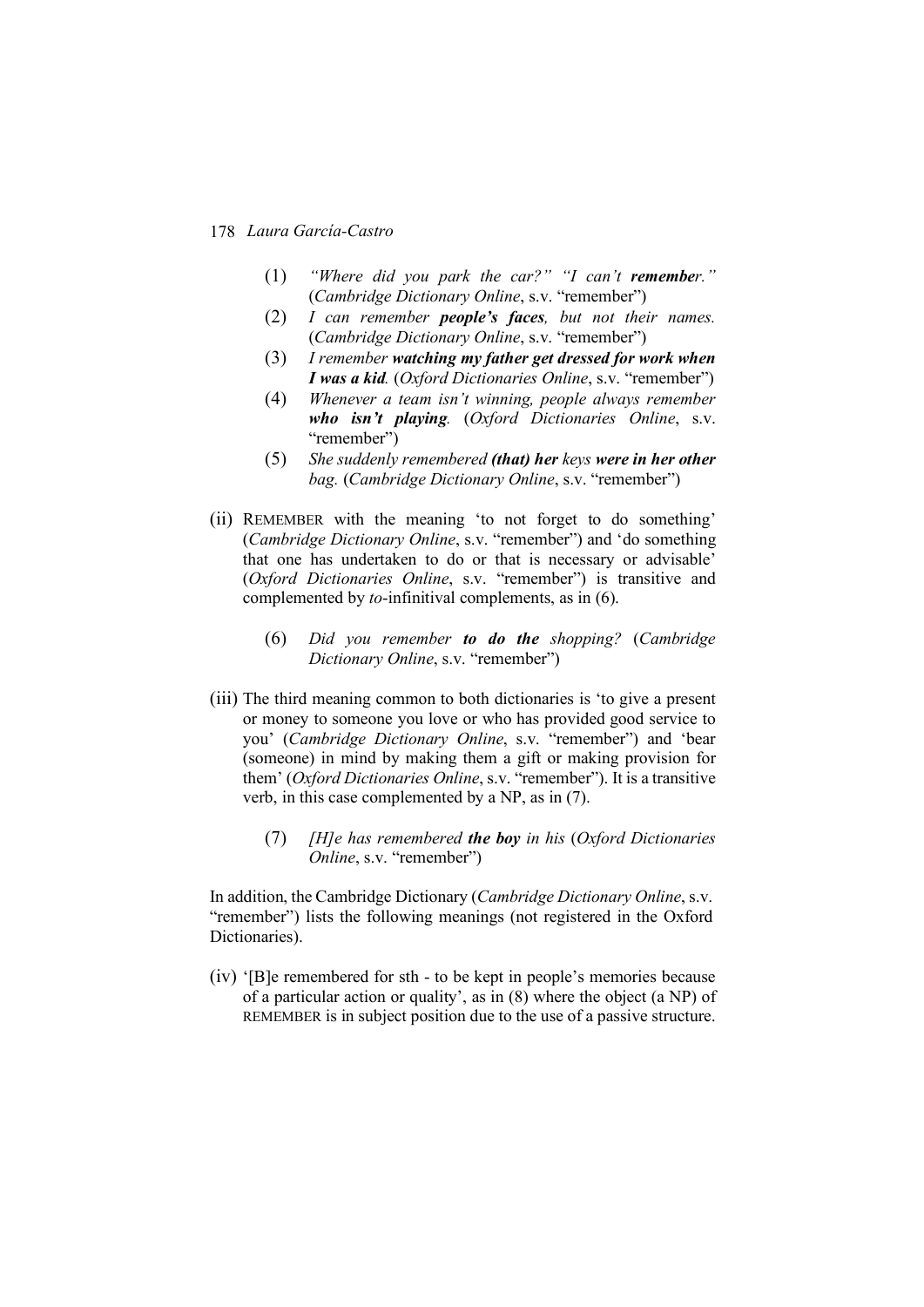(1) *"Where did you park the car?" "I can't **remember**."* (*Cambridge Dictionary Online*, s.v. "remember")

(2) *I can remember **people's faces**, but not their names.* (*Cambridge Dictionary Online*, s.v. "remember")

(3) *I remember **watching my father get dressed for work when I was a kid**.* (*Oxford Dictionaries Online*, s.v. "remember")

(4) *Whenever a team isn't winning, people always remember **who isn't playing**.* (*Oxford Dictionaries Online*, s.v. "remember")

(5) *She suddenly remembered **(that) her** keys **were in her other** bag.* (*Cambridge Dictionary Online*, s.v. "remember")

(ii) REMEMBER with the meaning 'to not forget to do something' (*Cambridge Dictionary Online*, s.v. "remember") and 'do something that one has undertaken to do or that is necessary or advisable' (*Oxford Dictionaries Online*, s.v. "remember") is transitive and complemented by *to*-infinitival complements, as in (6).

(6) *Did you remember **to do the** shopping?* (*Cambridge Dictionary Online*, s.v. "remember")

(iii) The third meaning common to both dictionaries is 'to give a present or money to someone you love or who has provided good service to you' (*Cambridge Dictionary Online*, s.v. "remember") and 'bear (someone) in mind by making them a gift or making provision for them' (*Oxford Dictionaries Online*, s.v. "remember"). It is a transitive verb, in this case complemented by a NP, as in (7).

(7) *[H]e has remembered **the boy** in his* (*Oxford Dictionaries Online*, s.v. "remember")

In addition, the Cambridge Dictionary (*Cambridge Dictionary Online*, s.v. "remember") lists the following meanings (not registered in the Oxford Dictionaries).

(iv) '[B]e remembered for sth - to be kept in people's memories because of a particular action or quality', as in (8) where the object (a NP) of REMEMBER is in subject position due to the use of a passive structure.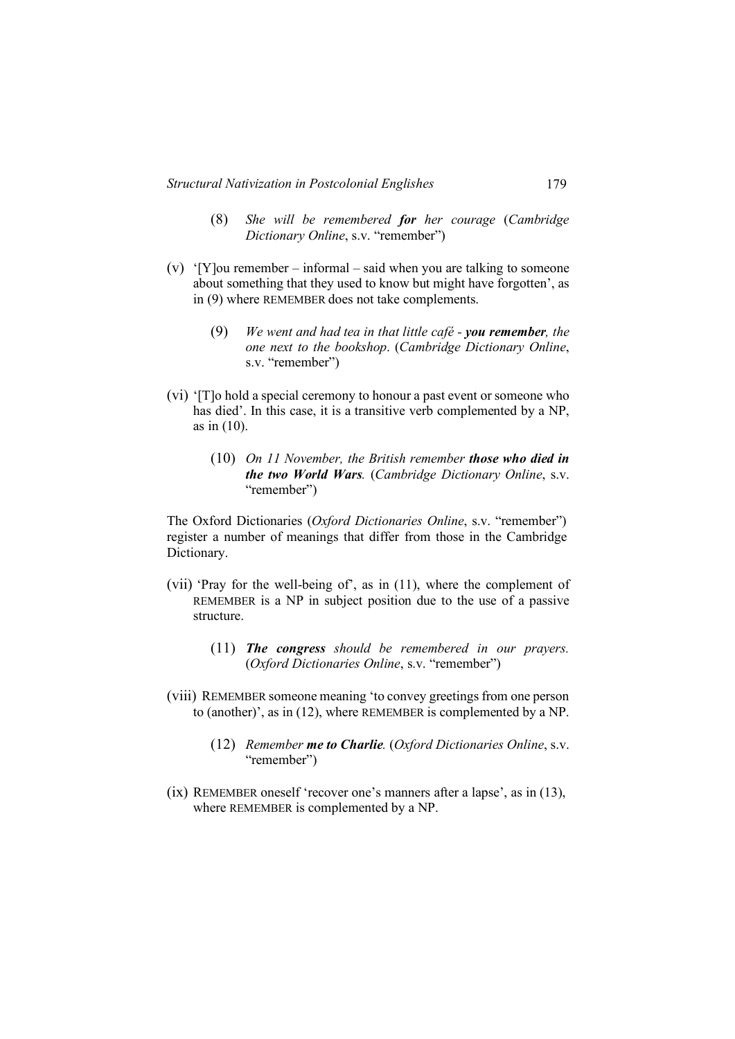(8) *She will be remembered **for** her courage* (*Cambridge Dictionary Online*, s.v. "remember")

(v) '[Y]ou remember – informal – said when you are talking to someone about something that they used to know but might have forgotten', as in (9) where REMEMBER does not take complements.

(9) *We went and had tea in that little café - **you remember**, the one next to the bookshop*. (*Cambridge Dictionary Online*, s.v. "remember")

(vi) '[T]o hold a special ceremony to honour a past event or someone who has died'. In this case, it is a transitive verb complemented by a NP, as in (10).

(10) *On 11 November, the British remember **those who died in the two World Wars**.* (*Cambridge Dictionary Online*, s.v. "remember")

The Oxford Dictionaries (*Oxford Dictionaries Online*, s.v. "remember") register a number of meanings that differ from those in the Cambridge Dictionary.

(vii) 'Pray for the well-being of', as in (11), where the complement of REMEMBER is a NP in subject position due to the use of a passive structure.

(11) ***The congress** should be remembered in our prayers.* (*Oxford Dictionaries Online*, s.v. "remember")

(viii) REMEMBER someone meaning 'to convey greetings from one person to (another)', as in (12), where REMEMBER is complemented by a NP.

(12) *Remember **me to Charlie**.* (*Oxford Dictionaries Online*, s.v. "remember")

(ix) REMEMBER oneself 'recover one's manners after a lapse', as in (13), where REMEMBER is complemented by a NP.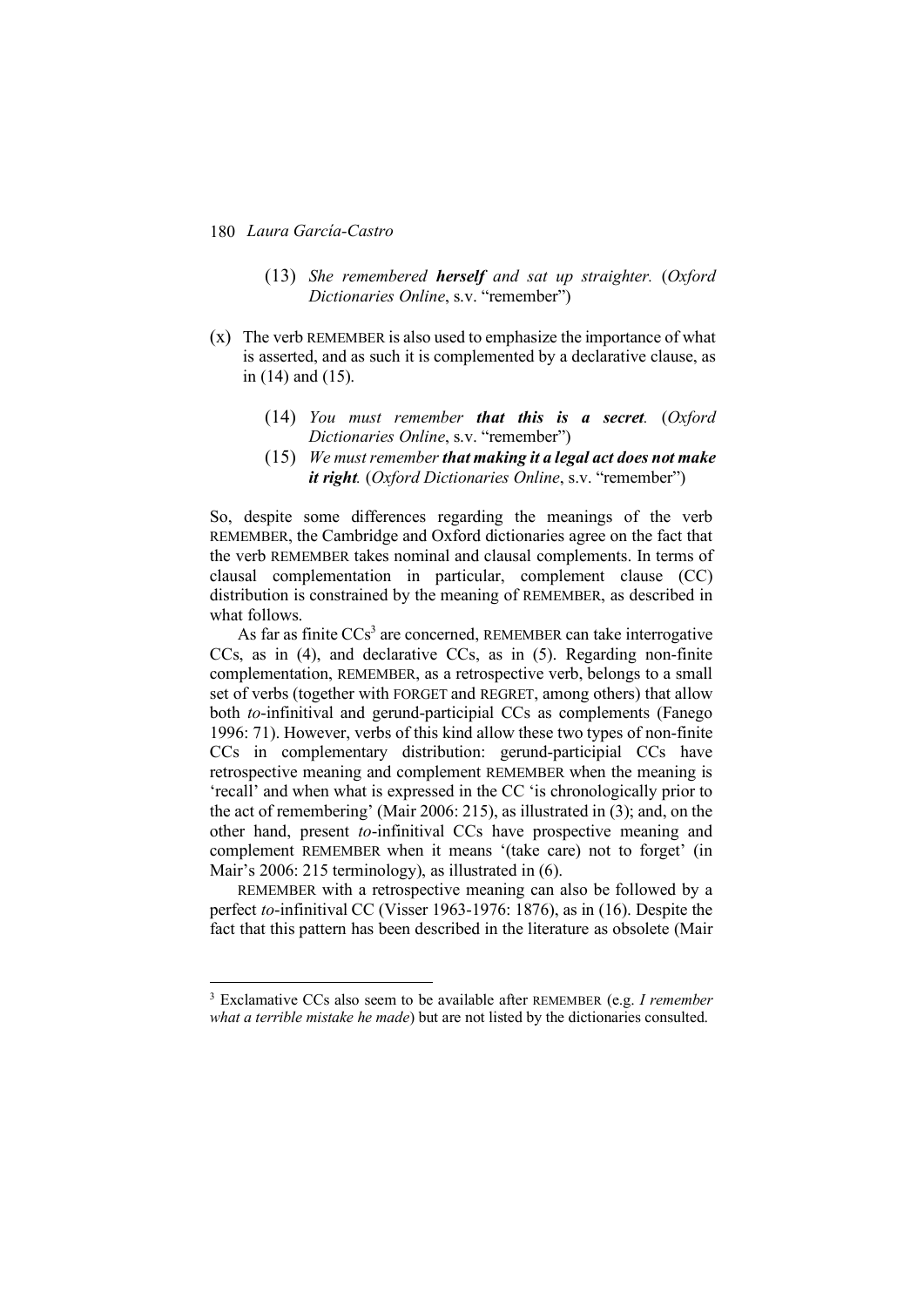(13) *She remembered **herself** and sat up straighter.* (*Oxford Dictionaries Online*, s.v. "remember")

(x) The verb REMEMBER is also used to emphasize the importance of what is asserted, and as such it is complemented by a declarative clause, as in (14) and (15).

(14) *You must remember **that this is a secret**.* (*Oxford Dictionaries Online*, s.v. "remember")

(15) *We must remember **that making it a legal act does not make it right**.* (*Oxford Dictionaries Online*, s.v. "remember")

So, despite some differences regarding the meanings of the verb REMEMBER, the Cambridge and Oxford dictionaries agree on the fact that the verb REMEMBER takes nominal and clausal complements. In terms of clausal complementation in particular, complement clause (CC) distribution is constrained by the meaning of REMEMBER, as described in what follows.

As far as finite CCs[3] are concerned, REMEMBER can take interrogative CCs, as in (4), and declarative CCs, as in (5). Regarding non-finite complementation, REMEMBER, as a retrospective verb, belongs to a small set of verbs (together with FORGET and REGRET, among others) that allow both *to*-infinitival and gerund-participial CCs as complements (Fanego 1996: 71). However, verbs of this kind allow these two types of non-finite CCs in complementary distribution: gerund-participial CCs have retrospective meaning and complement REMEMBER when the meaning is 'recall' and when what is expressed in the CC 'is chronologically prior to the act of remembering' (Mair 2006: 215), as illustrated in (3); and, on the other hand, present *to*-infinitival CCs have prospective meaning and complement REMEMBER when it means '(take care) not to forget' (in Mair's 2006: 215 terminology), as illustrated in (6).

REMEMBER with a retrospective meaning can also be followed by a perfect *to*-infinitival CC (Visser 1963-1976: 1876), as in (16). Despite the fact that this pattern has been described in the literature as obsolete (Mair

[3] Exclamative CCs also seem to be available after REMEMBER (e.g. *I remember what a terrible mistake he made*) but are not listed by the dictionaries consulted.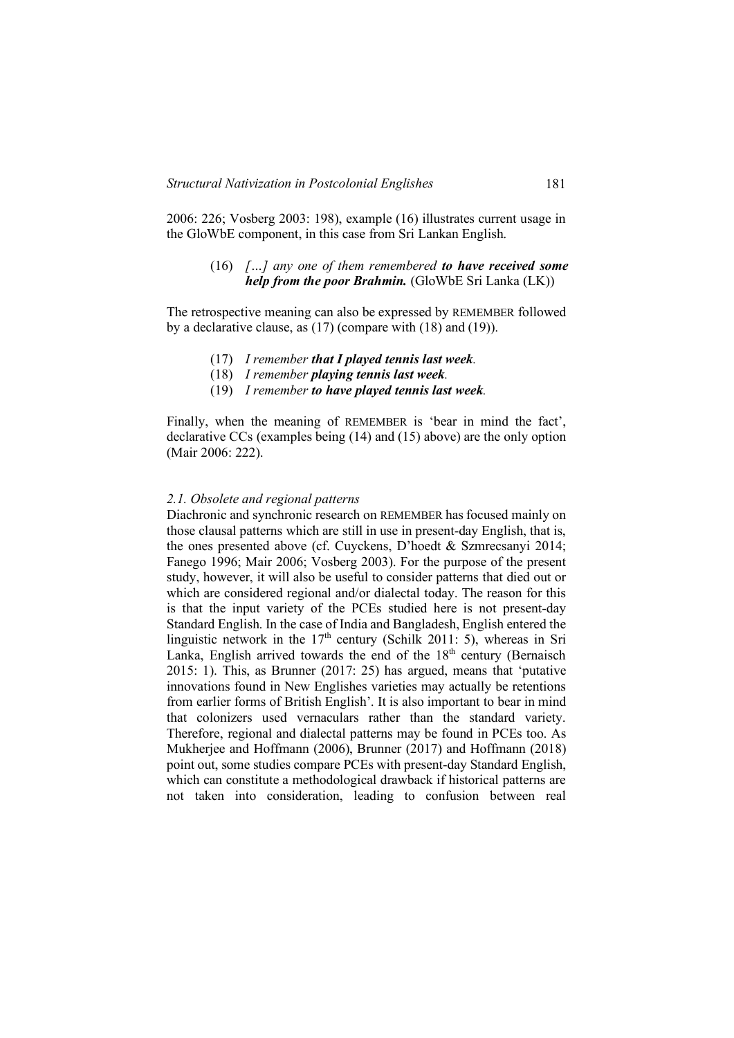2006: 226; Vosberg 2003: 198), example (16) illustrates current usage in the GloWbE component, in this case from Sri Lankan English.

> (16) *[…] any one of them remembered* ***to have received some help from the poor Brahmin.*** (GloWbE Sri Lanka (LK))

The retrospective meaning can also be expressed by REMEMBER followed by a declarative clause, as (17) (compare with (18) and (19)).

> (17) *I remember* ***that I played tennis last week****.*
> (18) *I remember* ***playing tennis last week****.*
> (19) *I remember* ***to have played tennis last week****.*

Finally, when the meaning of REMEMBER is 'bear in mind the fact', declarative CCs (examples being (14) and (15) above) are the only option (Mair 2006: 222).

### *2.1. Obsolete and regional patterns*

Diachronic and synchronic research on REMEMBER has focused mainly on those clausal patterns which are still in use in present-day English, that is, the ones presented above (cf. Cuyckens, D'hoedt & Szmrecsanyi 2014; Fanego 1996; Mair 2006; Vosberg 2003). For the purpose of the present study, however, it will also be useful to consider patterns that died out or which are considered regional and/or dialectal today. The reason for this is that the input variety of the PCEs studied here is not present-day Standard English. In the case of India and Bangladesh, English entered the linguistic network in the 17th century (Schilk 2011: 5), whereas in Sri Lanka, English arrived towards the end of the 18th century (Bernaisch 2015: 1). This, as Brunner (2017: 25) has argued, means that 'putative innovations found in New Englishes varieties may actually be retentions from earlier forms of British English'. It is also important to bear in mind that colonizers used vernaculars rather than the standard variety. Therefore, regional and dialectal patterns may be found in PCEs too. As Mukherjee and Hoffmann (2006), Brunner (2017) and Hoffmann (2018) point out, some studies compare PCEs with present-day Standard English, which can constitute a methodological drawback if historical patterns are not taken into consideration, leading to confusion between real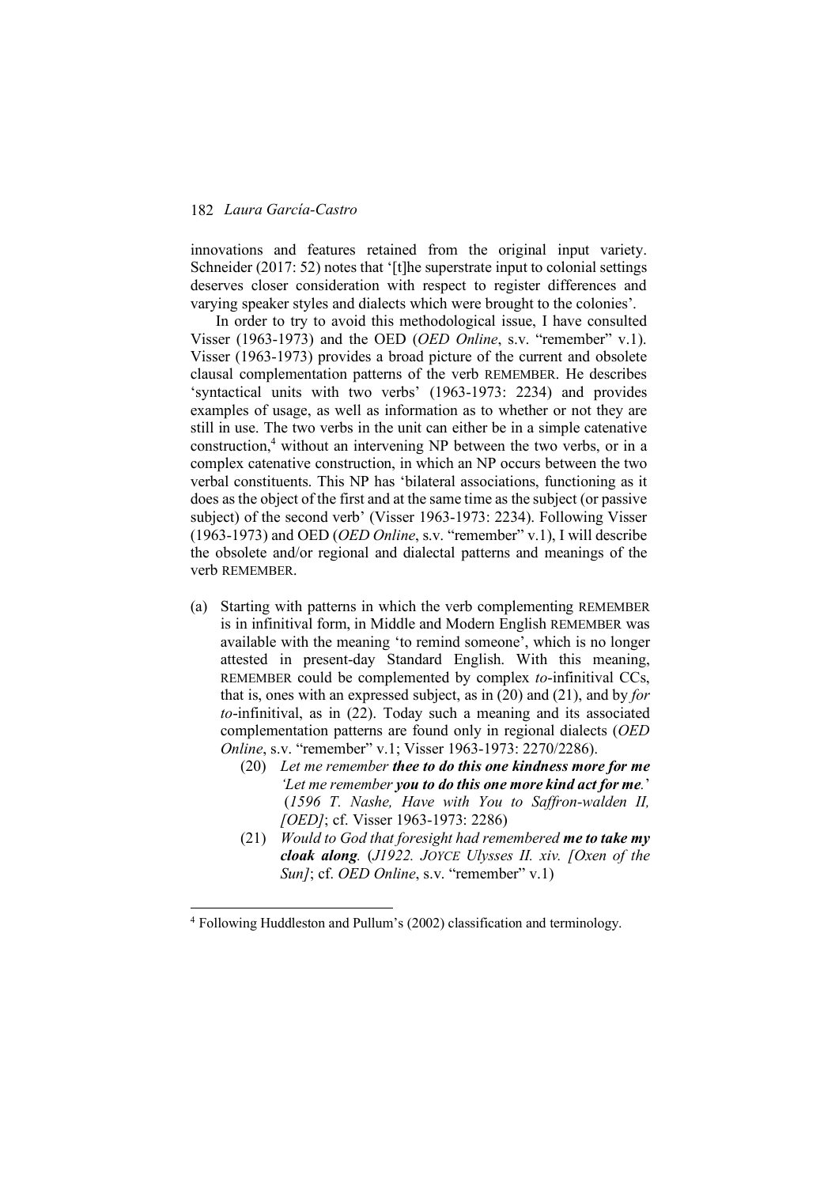innovations and features retained from the original input variety. Schneider (2017: 52) notes that '[t]he superstrate input to colonial settings deserves closer consideration with respect to register differences and varying speaker styles and dialects which were brought to the colonies'.

In order to try to avoid this methodological issue, I have consulted Visser (1963-1973) and the OED (*OED Online*, s.v. "remember" v.1). Visser (1963-1973) provides a broad picture of the current and obsolete clausal complementation patterns of the verb REMEMBER. He describes 'syntactical units with two verbs' (1963-1973: 2234) and provides examples of usage, as well as information as to whether or not they are still in use. The two verbs in the unit can either be in a simple catenative construction,[4] without an intervening NP between the two verbs, or in a complex catenative construction, in which an NP occurs between the two verbal constituents. This NP has 'bilateral associations, functioning as it does as the object of the first and at the same time as the subject (or passive subject) of the second verb' (Visser 1963-1973: 2234). Following Visser (1963-1973) and OED (*OED Online*, s.v. "remember" v.1), I will describe the obsolete and/or regional and dialectal patterns and meanings of the verb REMEMBER.

(a) Starting with patterns in which the verb complementing REMEMBER is in infinitival form, in Middle and Modern English REMEMBER was available with the meaning 'to remind someone', which is no longer attested in present-day Standard English. With this meaning, REMEMBER could be complemented by complex *to*-infinitival CCs, that is, ones with an expressed subject, as in (20) and (21), and by *for to*-infinitival, as in (22). Today such a meaning and its associated complementation patterns are found only in regional dialects (*OED Online*, s.v. "remember" v.1; Visser 1963-1973: 2270/2286).

(20) *Let me remember* ***thee to do this one kindness more for me*** *'Let me remember* ***you to do this one more kind act for me.****'* (*1596 T. Nashe, Have with You to Saffron-walden II, [OED]*; cf. Visser 1963-1973: 2286)

(21) *Would to God that foresight had remembered* ***me to take my cloak along.*** (*J1922. JOYCE Ulysses II. xiv. [Oxen of the Sun]*; cf. *OED Online*, s.v. "remember" v.1)

[4] Following Huddleston and Pullum's (2002) classification and terminology.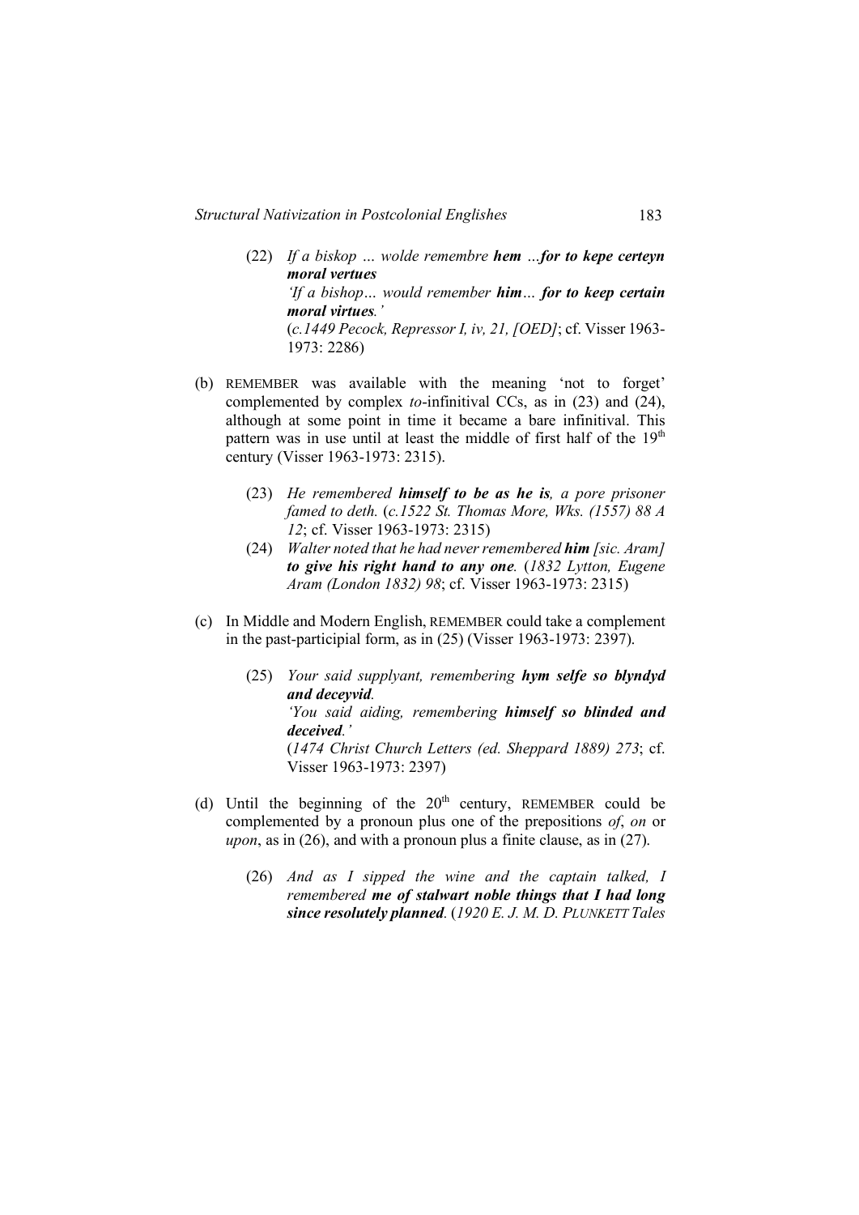(22) *If a biskop … wolde remembre **hem** …**for to kepe certeyn moral vertues***
*'If a bishop… would remember **him**… **for to keep certain moral virtues**.'*
(*c.1449 Pecock, Repressor I, iv, 21, [OED]*; cf. Visser 1963-1973: 2286)

(b) REMEMBER was available with the meaning 'not to forget' complemented by complex *to*-infinitival CCs, as in (23) and (24), although at some point in time it became a bare infinitival. This pattern was in use until at least the middle of first half of the 19th century (Visser 1963-1973: 2315).

(23) *He remembered **himself to be as he is**, a pore prisoner famed to deth.* (*c.1522 St. Thomas More, Wks. (1557) 88 A 12*; cf. Visser 1963-1973: 2315)

(24) *Walter noted that he had never remembered **him** [sic. Aram] **to give his right hand to any one**.* (*1832 Lytton, Eugene Aram (London 1832) 98*; cf. Visser 1963-1973: 2315)

(c) In Middle and Modern English, REMEMBER could take a complement in the past-participial form, as in (25) (Visser 1963-1973: 2397).

(25) *Your said supplyant, remembering **hym selfe so blyndyd and deceyvid**.*
*'You said aiding, remembering **himself so blinded and deceived**.'*
(*1474 Christ Church Letters (ed. Sheppard 1889) 273*; cf. Visser 1963-1973: 2397)

(d) Until the beginning of the 20th century, REMEMBER could be complemented by a pronoun plus one of the prepositions *of*, *on* or *upon*, as in (26), and with a pronoun plus a finite clause, as in (27).

(26) *And as I sipped the wine and the captain talked, I remembered **me of stalwart noble things that I had long since resolutely planned**.* (*1920 E. J. M. D. PLUNKETT Tales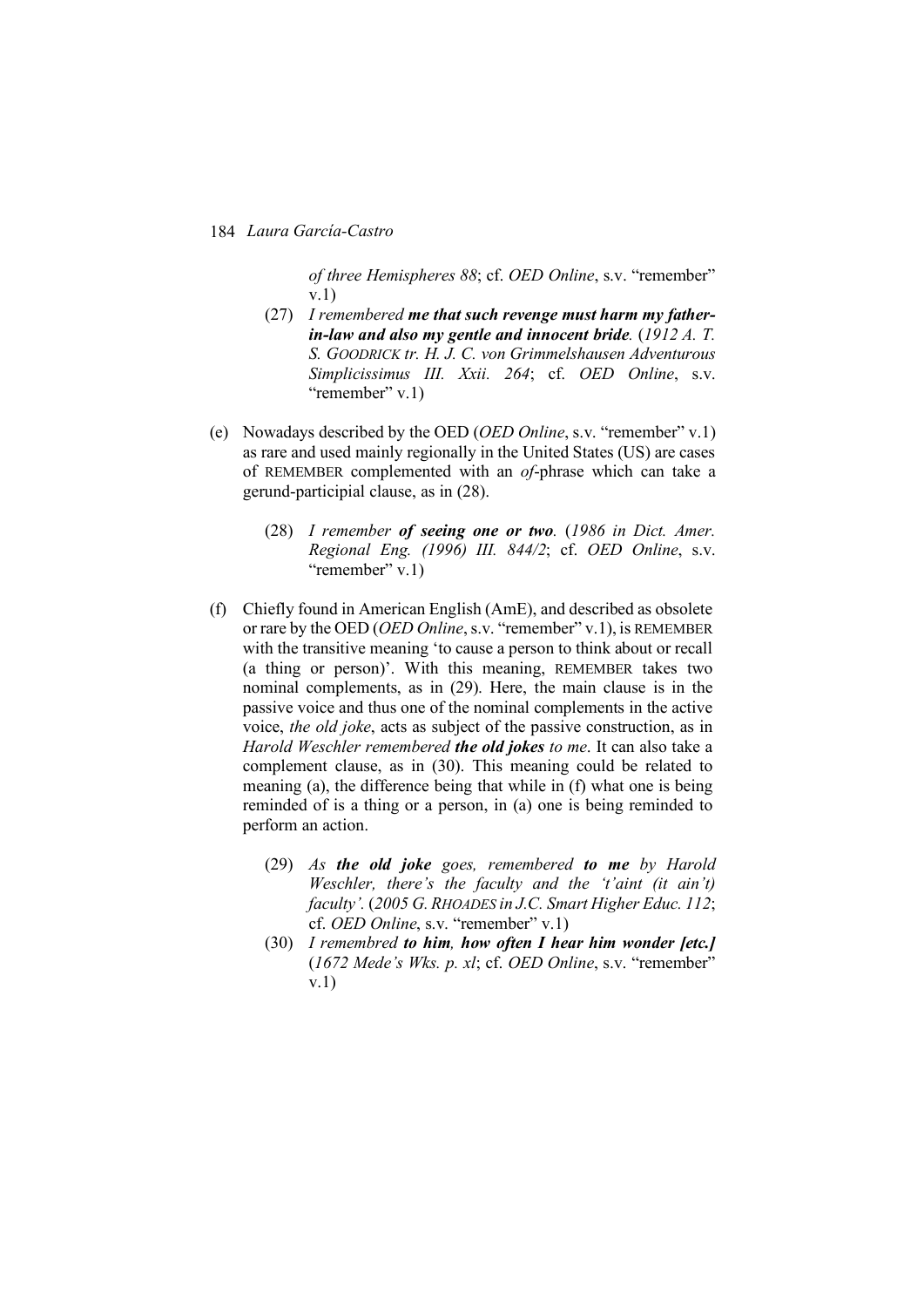*of three Hemispheres 88*; cf. *OED Online*, s.v. "remember" v.1)

(27) *I remembered* ***me that such revenge must harm my father-in-law and also my gentle and innocent bride.*** (*1912 A. T. S. GOODRICK tr. H. J. C. von Grimmelshausen Adventurous Simplicissimus III. Xxii. 264*; cf. *OED Online*, s.v. "remember" v.1)

(e) Nowadays described by the OED (*OED Online*, s.v. "remember" v.1) as rare and used mainly regionally in the United States (US) are cases of REMEMBER complemented with an *of*-phrase which can take a gerund-participial clause, as in (28).

(28) *I remember* ***of seeing one or two.*** (*1986 in Dict. Amer. Regional Eng. (1996) III. 844/2*; cf. *OED Online*, s.v. "remember" v.1)

(f) Chiefly found in American English (AmE), and described as obsolete or rare by the OED (*OED Online*, s.v. "remember" v.1), is REMEMBER with the transitive meaning 'to cause a person to think about or recall (a thing or person)'. With this meaning, REMEMBER takes two nominal complements, as in (29). Here, the main clause is in the passive voice and thus one of the nominal complements in the active voice, *the old joke*, acts as subject of the passive construction, as in *Harold Weschler remembered* ***the old jokes*** *to me*. It can also take a complement clause, as in (30). This meaning could be related to meaning (a), the difference being that while in (f) what one is being reminded of is a thing or a person, in (a) one is being reminded to perform an action.

(29) *As* ***the old joke*** *goes, remembered* ***to me*** *by Harold Weschler, there's the faculty and the 't'aint (it ain't) faculty'.* (*2005 G. RHOADES in J.C. Smart Higher Educ. 112*; cf. *OED Online*, s.v. "remember" v.1)

(30) *I remembred* ***to him, how often I hear him wonder [etc.]*** (*1672 Mede's Wks. p. xl*; cf. *OED Online*, s.v. "remember" v.1)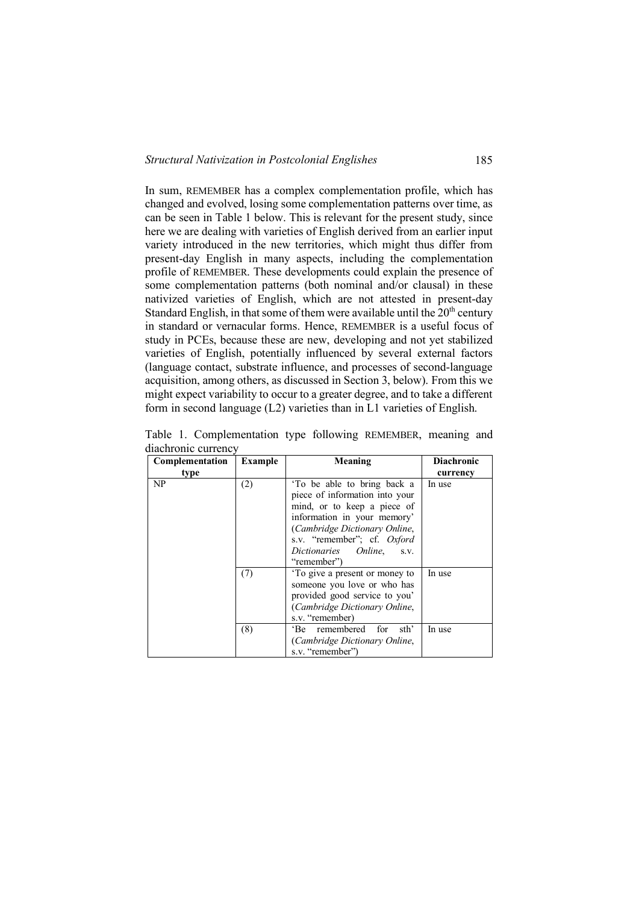In sum, REMEMBER has a complex complementation profile, which has changed and evolved, losing some complementation patterns over time, as can be seen in Table 1 below. This is relevant for the present study, since here we are dealing with varieties of English derived from an earlier input variety introduced in the new territories, which might thus differ from present-day English in many aspects, including the complementation profile of REMEMBER. These developments could explain the presence of some complementation patterns (both nominal and/or clausal) in these nativized varieties of English, which are not attested in present-day Standard English, in that some of them were available until the 20th century in standard or vernacular forms. Hence, REMEMBER is a useful focus of study in PCEs, because these are new, developing and not yet stabilized varieties of English, potentially influenced by several external factors (language contact, substrate influence, and processes of second-language acquisition, among others, as discussed in Section 3, below). From this we might expect variability to occur to a greater degree, and to take a different form in second language (L2) varieties than in L1 varieties of English.

Table 1. Complementation type following REMEMBER, meaning and diachronic currency

| Complementation type | Example | Meaning | Diachronic currency |
|---|---|---|---|
| NP | (2) | 'To be able to bring back a piece of information into your mind, or to keep a piece of information in your memory' (*Cambridge Dictionary Online*, s.v. "remember"; cf. *Oxford Dictionaries Online*, s.v. "remember") | In use |
| | (7) | 'To give a present or money to someone you love or who has provided good service to you' (*Cambridge Dictionary Online*, s.v. "remember) | In use |
| | (8) | 'Be remembered for sth' (*Cambridge Dictionary Online*, s.v. "remember") | In use |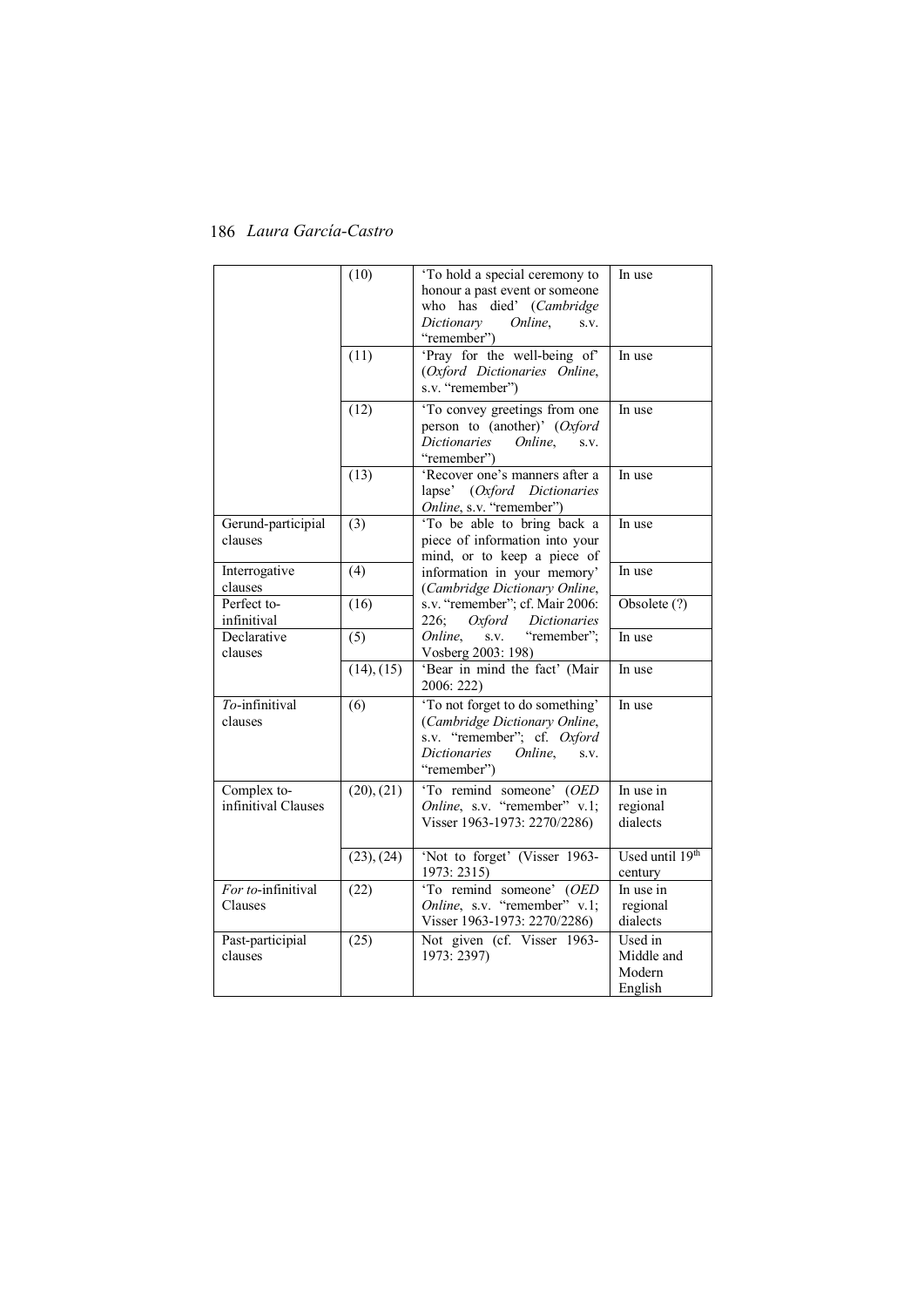| | | | |
|---|---|---|---|
| | (10) | 'To hold a special ceremony to honour a past event or someone who has died' (*Cambridge Dictionary Online*, s.v. "remember") | In use |
| | (11) | 'Pray for the well-being of' (*Oxford Dictionaries Online*, s.v. "remember") | In use |
| | (12) | 'To convey greetings from one person to (another)' (*Oxford Dictionaries Online*, s.v. "remember") | In use |
| | (13) | 'Recover one's manners after a lapse' (*Oxford Dictionaries Online*, s.v. "remember") | In use |
| Gerund-participial clauses | (3) | 'To be able to bring back a piece of information into your mind, or to keep a piece of information in your memory' (*Cambridge Dictionary Online*, s.v. "remember"; cf. Mair 2006: 226; *Oxford Dictionaries Online*, s.v. "remember"; Vosberg 2003: 198) | In use |
| Interrogative clauses | (4) | | In use |
| Perfect to-infinitival | (16) | | Obsolete (?) |
| Declarative clauses | (5) | | In use |
| | (14), (15) | 'Bear in mind the fact' (Mair 2006: 222) | In use |
| *To*-infinitival clauses | (6) | 'To not forget to do something' (*Cambridge Dictionary Online*, s.v. "remember"; cf. *Oxford Dictionaries Online*, s.v. "remember") | In use |
| Complex to-infinitival Clauses | (20), (21) | 'To remind someone' (*OED Online*, s.v. "remember" v.1; Visser 1963-1973: 2270/2286) | In use in regional dialects |
| | (23), (24) | 'Not to forget' (Visser 1963-1973: 2315) | Used until 19th century |
| *For to*-infinitival Clauses | (22) | 'To remind someone' (*OED Online*, s.v. "remember" v.1; Visser 1963-1973: 2270/2286) | In use in regional dialects |
| Past-participial clauses | (25) | Not given (cf. Visser 1963-1973: 2397) | Used in Middle and Modern English |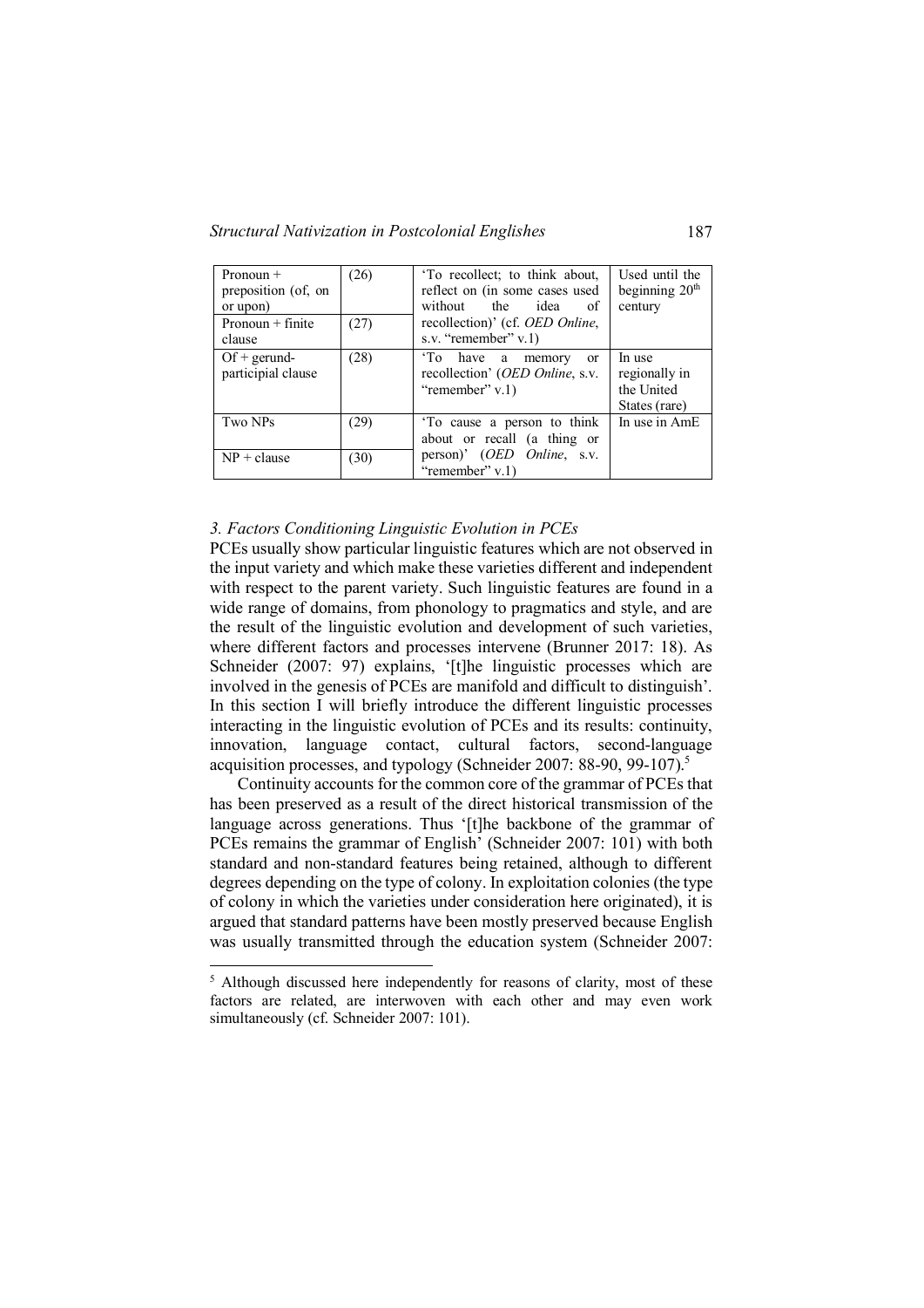| Pronoun + preposition (of, on or upon) | (26) | 'To recollect; to think about, reflect on (in some cases used without the idea of recollection)' (cf. *OED Online*, s.v. "remember" v.1) | Used until the beginning 20th century |
|---|---|---|---|
| Pronoun + finite clause | (27) | | |
| Of + gerund-participial clause | (28) | 'To have a memory or recollection' (*OED Online*, s.v. "remember" v.1) | In use regionally in the United States (rare) |
| Two NPs | (29) | 'To cause a person to think about or recall (a thing or person)' (*OED Online*, s.v. "remember" v.1) | In use in AmE |
| NP + clause | (30) | | |

### *3. Factors Conditioning Linguistic Evolution in PCEs*

PCEs usually show particular linguistic features which are not observed in the input variety and which make these varieties different and independent with respect to the parent variety. Such linguistic features are found in a wide range of domains, from phonology to pragmatics and style, and are the result of the linguistic evolution and development of such varieties, where different factors and processes intervene (Brunner 2017: 18). As Schneider (2007: 97) explains, '[t]he linguistic processes which are involved in the genesis of PCEs are manifold and difficult to distinguish'. In this section I will briefly introduce the different linguistic processes interacting in the linguistic evolution of PCEs and its results: continuity, innovation, language contact, cultural factors, second-language acquisition processes, and typology (Schneider 2007: 88-90, 99-107).[5]

Continuity accounts for the common core of the grammar of PCEs that has been preserved as a result of the direct historical transmission of the language across generations. Thus '[t]he backbone of the grammar of PCEs remains the grammar of English' (Schneider 2007: 101) with both standard and non-standard features being retained, although to different degrees depending on the type of colony. In exploitation colonies (the type of colony in which the varieties under consideration here originated), it is argued that standard patterns have been mostly preserved because English was usually transmitted through the education system (Schneider 2007:

[5] Although discussed here independently for reasons of clarity, most of these factors are related, are interwoven with each other and may even work simultaneously (cf. Schneider 2007: 101).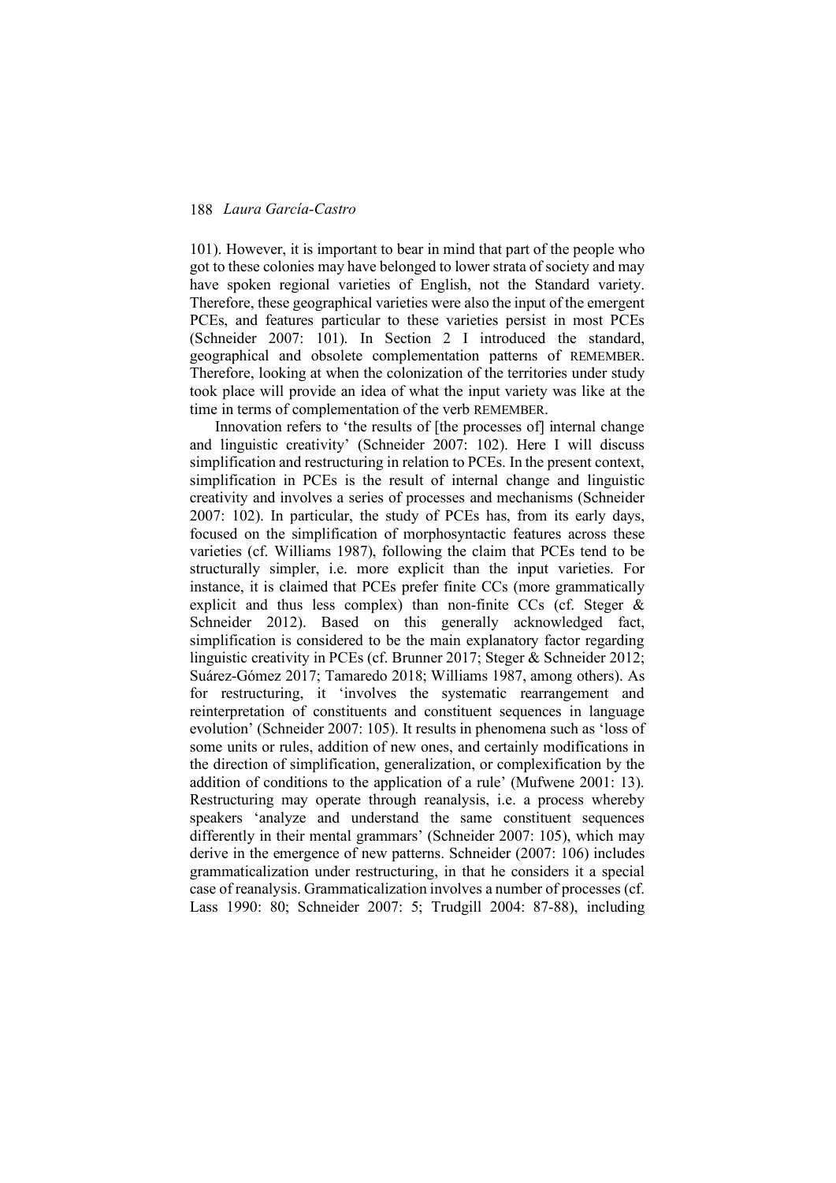101). However, it is important to bear in mind that part of the people who got to these colonies may have belonged to lower strata of society and may have spoken regional varieties of English, not the Standard variety. Therefore, these geographical varieties were also the input of the emergent PCEs, and features particular to these varieties persist in most PCEs (Schneider 2007: 101). In Section 2 I introduced the standard, geographical and obsolete complementation patterns of REMEMBER. Therefore, looking at when the colonization of the territories under study took place will provide an idea of what the input variety was like at the time in terms of complementation of the verb REMEMBER.

Innovation refers to 'the results of [the processes of] internal change and linguistic creativity' (Schneider 2007: 102). Here I will discuss simplification and restructuring in relation to PCEs. In the present context, simplification in PCEs is the result of internal change and linguistic creativity and involves a series of processes and mechanisms (Schneider 2007: 102). In particular, the study of PCEs has, from its early days, focused on the simplification of morphosyntactic features across these varieties (cf. Williams 1987), following the claim that PCEs tend to be structurally simpler, i.e. more explicit than the input varieties. For instance, it is claimed that PCEs prefer finite CCs (more grammatically explicit and thus less complex) than non-finite CCs (cf. Steger & Schneider 2012). Based on this generally acknowledged fact, simplification is considered to be the main explanatory factor regarding linguistic creativity in PCEs (cf. Brunner 2017; Steger & Schneider 2012; Suárez-Gómez 2017; Tamaredo 2018; Williams 1987, among others). As for restructuring, it 'involves the systematic rearrangement and reinterpretation of constituents and constituent sequences in language evolution' (Schneider 2007: 105). It results in phenomena such as 'loss of some units or rules, addition of new ones, and certainly modifications in the direction of simplification, generalization, or complexification by the addition of conditions to the application of a rule' (Mufwene 2001: 13). Restructuring may operate through reanalysis, i.e. a process whereby speakers 'analyze and understand the same constituent sequences differently in their mental grammars' (Schneider 2007: 105), which may derive in the emergence of new patterns. Schneider (2007: 106) includes grammaticalization under restructuring, in that he considers it a special case of reanalysis. Grammaticalization involves a number of processes (cf. Lass 1990: 80; Schneider 2007: 5; Trudgill 2004: 87-88), including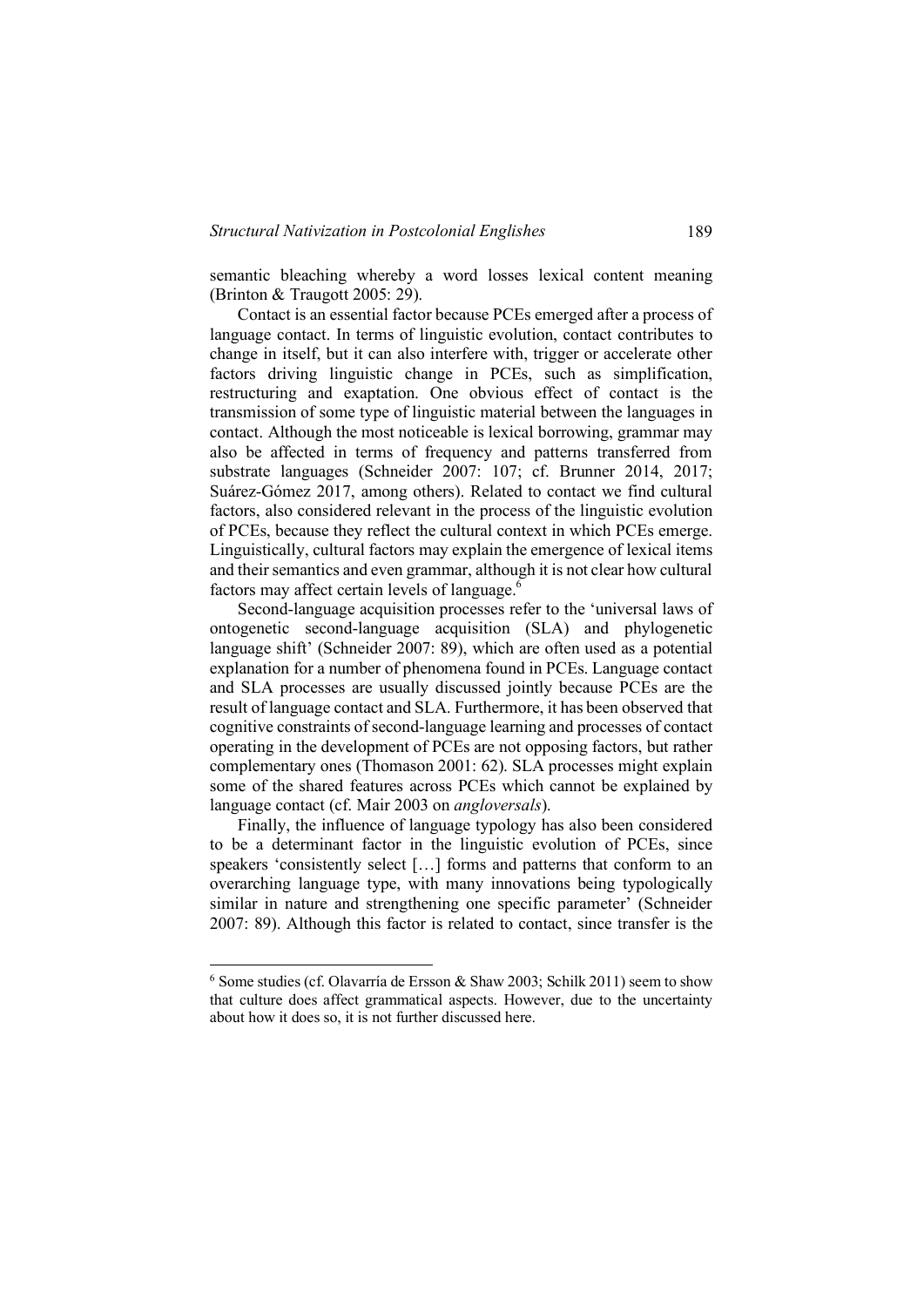semantic bleaching whereby a word losses lexical content meaning (Brinton & Traugott 2005: 29).

Contact is an essential factor because PCEs emerged after a process of language contact. In terms of linguistic evolution, contact contributes to change in itself, but it can also interfere with, trigger or accelerate other factors driving linguistic change in PCEs, such as simplification, restructuring and exaptation. One obvious effect of contact is the transmission of some type of linguistic material between the languages in contact. Although the most noticeable is lexical borrowing, grammar may also be affected in terms of frequency and patterns transferred from substrate languages (Schneider 2007: 107; cf. Brunner 2014, 2017; Suárez-Gómez 2017, among others). Related to contact we find cultural factors, also considered relevant in the process of the linguistic evolution of PCEs, because they reflect the cultural context in which PCEs emerge. Linguistically, cultural factors may explain the emergence of lexical items and their semantics and even grammar, although it is not clear how cultural factors may affect certain levels of language.[6]

Second-language acquisition processes refer to the 'universal laws of ontogenetic second-language acquisition (SLA) and phylogenetic language shift' (Schneider 2007: 89), which are often used as a potential explanation for a number of phenomena found in PCEs. Language contact and SLA processes are usually discussed jointly because PCEs are the result of language contact and SLA. Furthermore, it has been observed that cognitive constraints of second-language learning and processes of contact operating in the development of PCEs are not opposing factors, but rather complementary ones (Thomason 2001: 62). SLA processes might explain some of the shared features across PCEs which cannot be explained by language contact (cf. Mair 2003 on *angloversals*).

Finally, the influence of language typology has also been considered to be a determinant factor in the linguistic evolution of PCEs, since speakers 'consistently select […] forms and patterns that conform to an overarching language type, with many innovations being typologically similar in nature and strengthening one specific parameter' (Schneider 2007: 89). Although this factor is related to contact, since transfer is the

---

[6] Some studies (cf. Olavarría de Ersson & Shaw 2003; Schilk 2011) seem to show that culture does affect grammatical aspects. However, due to the uncertainty about how it does so, it is not further discussed here.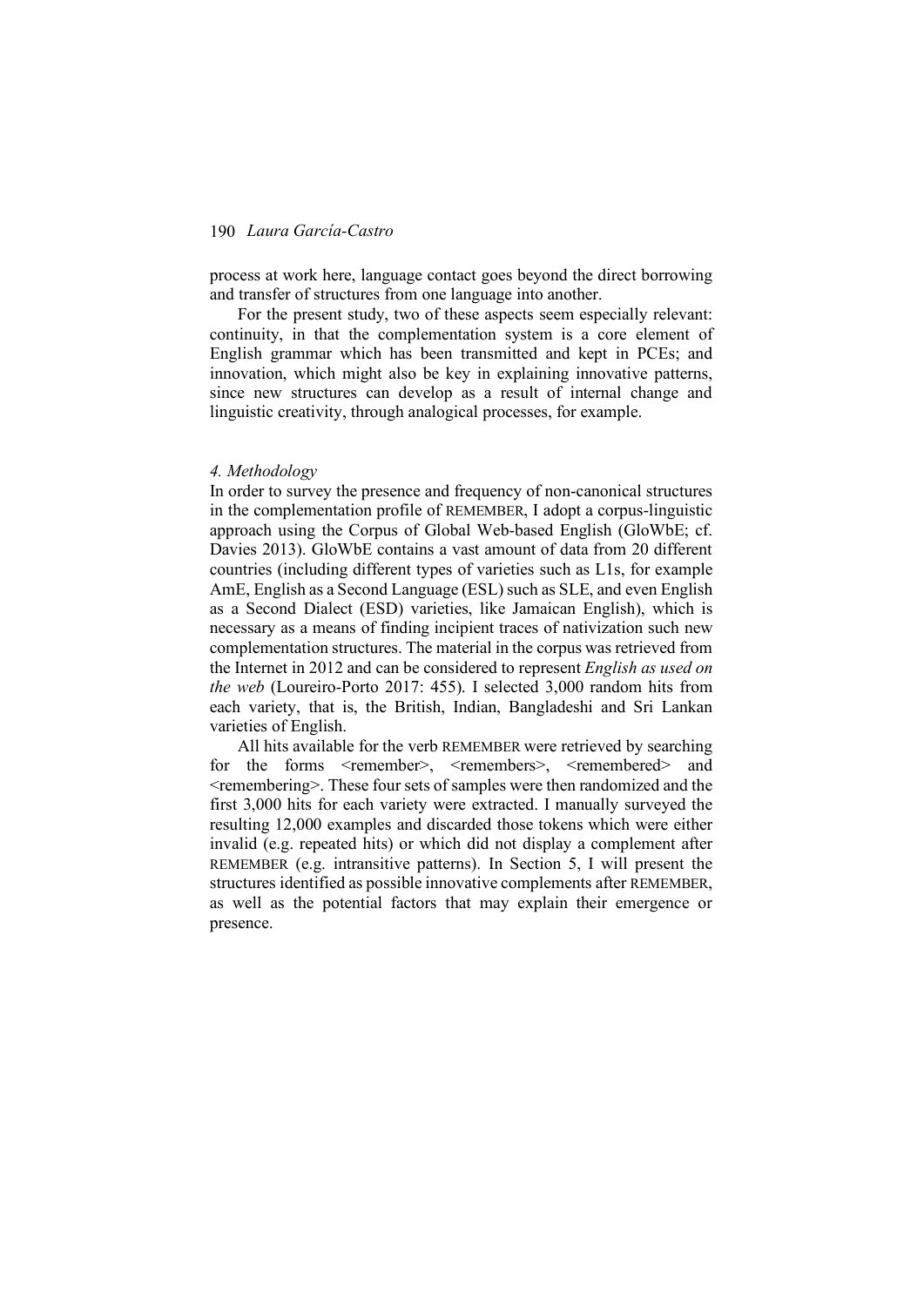process at work here, language contact goes beyond the direct borrowing and transfer of structures from one language into another.

For the present study, two of these aspects seem especially relevant: continuity, in that the complementation system is a core element of English grammar which has been transmitted and kept in PCEs; and innovation, which might also be key in explaining innovative patterns, since new structures can develop as a result of internal change and linguistic creativity, through analogical processes, for example.

### *4. Methodology*

In order to survey the presence and frequency of non-canonical structures in the complementation profile of REMEMBER, I adopt a corpus-linguistic approach using the Corpus of Global Web-based English (GloWbE; cf. Davies 2013). GloWbE contains a vast amount of data from 20 different countries (including different types of varieties such as L1s, for example AmE, English as a Second Language (ESL) such as SLE, and even English as a Second Dialect (ESD) varieties, like Jamaican English), which is necessary as a means of finding incipient traces of nativization such new complementation structures. The material in the corpus was retrieved from the Internet in 2012 and can be considered to represent *English as used on the web* (Loureiro-Porto 2017: 455). I selected 3,000 random hits from each variety, that is, the British, Indian, Bangladeshi and Sri Lankan varieties of English.

All hits available for the verb REMEMBER were retrieved by searching for the forms <remember>, <remembers>, <remembered> and <remembering>. These four sets of samples were then randomized and the first 3,000 hits for each variety were extracted. I manually surveyed the resulting 12,000 examples and discarded those tokens which were either invalid (e.g. repeated hits) or which did not display a complement after REMEMBER (e.g. intransitive patterns). In Section 5, I will present the structures identified as possible innovative complements after REMEMBER, as well as the potential factors that may explain their emergence or presence.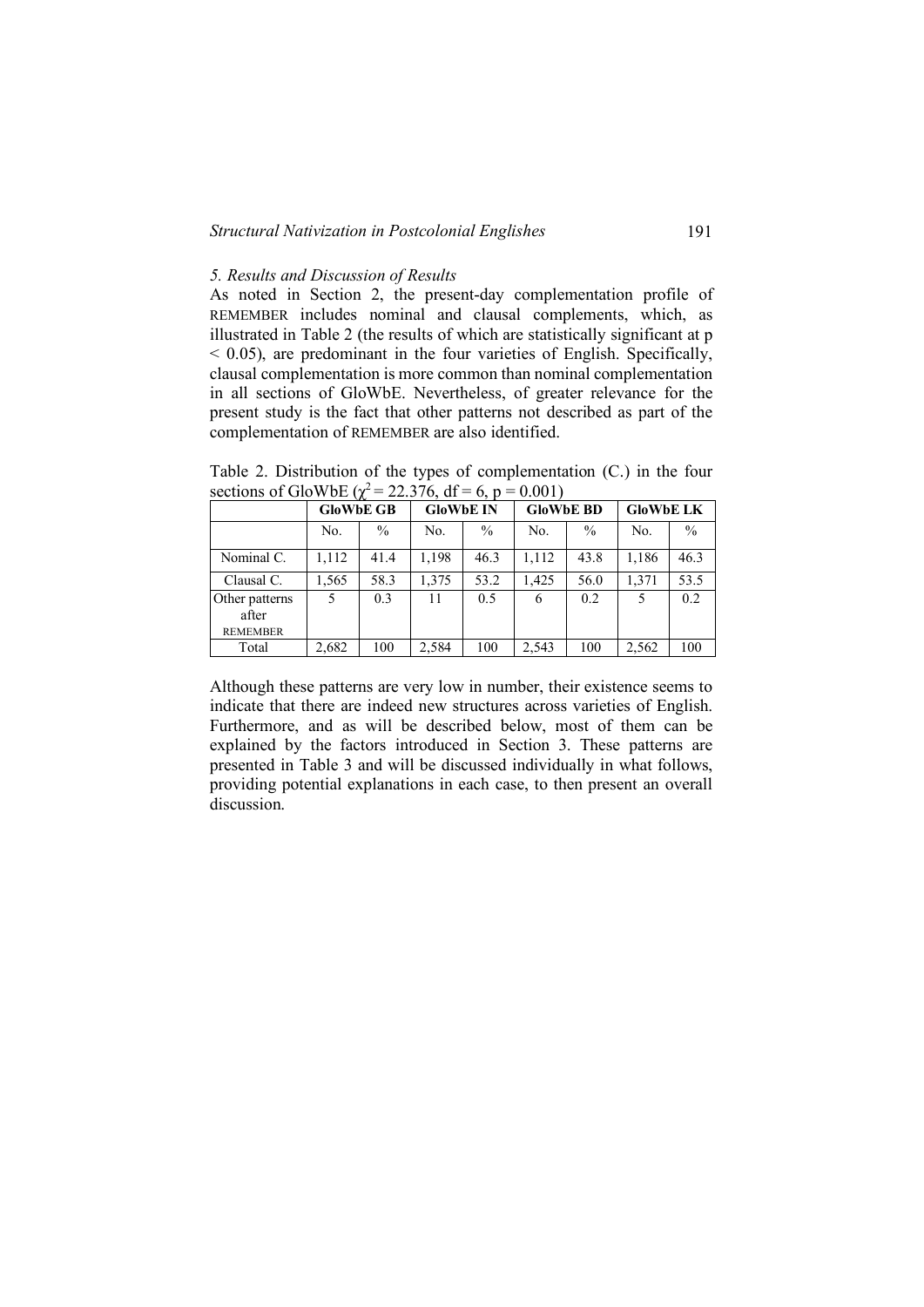### *5. Results and Discussion of Results*

As noted in Section 2, the present-day complementation profile of REMEMBER includes nominal and clausal complements, which, as illustrated in Table 2 (the results of which are statistically significant at $p < 0.05$), are predominant in the four varieties of English. Specifically, clausal complementation is more common than nominal complementation in all sections of GloWbE. Nevertheless, of greater relevance for the present study is the fact that other patterns not described as part of the complementation of REMEMBER are also identified.

Table 2. Distribution of the types of complementation (C.) in the four sections of GloWbE ($\chi^2 = 22.376$, df = 6, $p = 0.001$)

| | **GloWbE GB** | | **GloWbE IN** | | **GloWbE BD** | | **GloWbE LK** | |
|---|---|---|---|---|---|---|---|---|
| | No. | % | No. | % | No. | % | No. | % |
| Nominal C. | 1,112 | 41.4 | 1,198 | 46.3 | 1,112 | 43.8 | 1,186 | 46.3 |
| Clausal C. | 1,565 | 58.3 | 1,375 | 53.2 | 1,425 | 56.0 | 1,371 | 53.5 |
| Other patterns after REMEMBER | 5 | 0.3 | 11 | 0.5 | 6 | 0.2 | 5 | 0.2 |
| Total | 2,682 | 100 | 2,584 | 100 | 2,543 | 100 | 2,562 | 100 |

Although these patterns are very low in number, their existence seems to indicate that there are indeed new structures across varieties of English. Furthermore, and as will be described below, most of them can be explained by the factors introduced in Section 3. These patterns are presented in Table 3 and will be discussed individually in what follows, providing potential explanations in each case, to then present an overall discussion.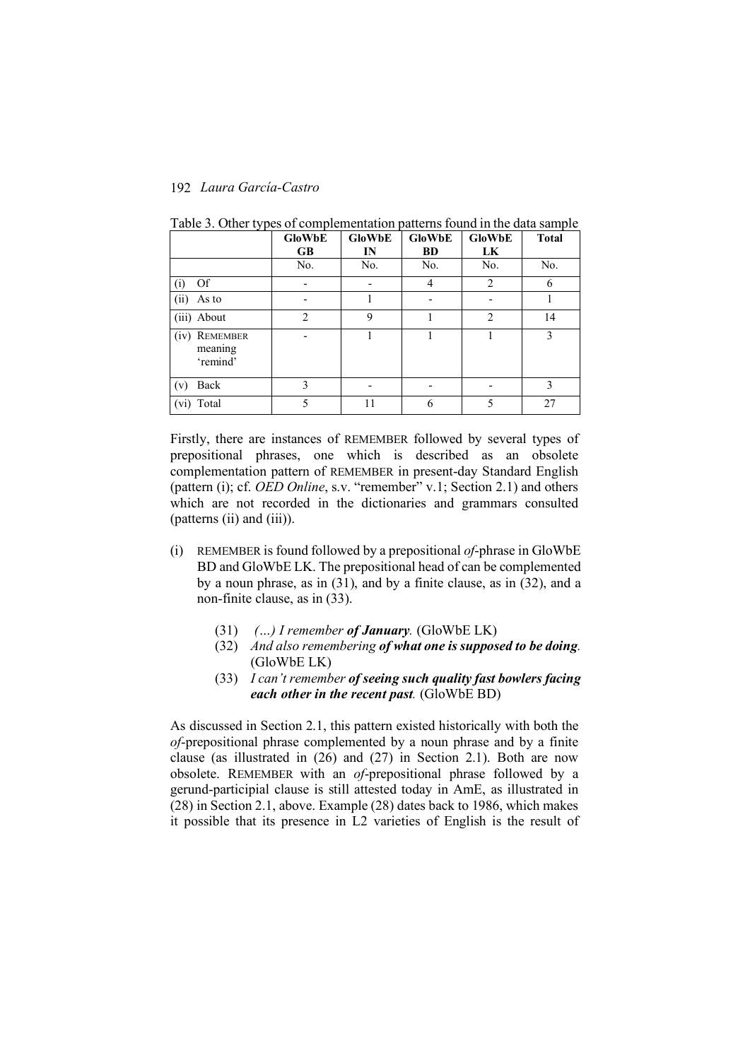Table 3. Other types of complementation patterns found in the data sample

| | GloWbE GB | GloWbE IN | GloWbE BD | GloWbE LK | Total |
|---|---|---|---|---|---|
| | No. | No. | No. | No. | No. |
| (i) Of | - | - | 4 | 2 | 6 |
| (ii) As to | - | 1 | - | - | 1 |
| (iii) About | 2 | 9 | 1 | 2 | 14 |
| (iv) REMEMBER meaning 'remind' | - | 1 | 1 | 1 | 3 |
| (v) Back | 3 | - | - | - | 3 |
| (vi) Total | 5 | 11 | 6 | 5 | 27 |

Firstly, there are instances of REMEMBER followed by several types of prepositional phrases, one which is described as an obsolete complementation pattern of REMEMBER in present-day Standard English (pattern (i); cf. *OED Online*, s.v. "remember" v.1; Section 2.1) and others which are not recorded in the dictionaries and grammars consulted (patterns (ii) and (iii)).

(i) REMEMBER is found followed by a prepositional *of*-phrase in GloWbE BD and GloWbE LK. The prepositional head of can be complemented by a noun phrase, as in (31), and by a finite clause, as in (32), and a non-finite clause, as in (33).

(31) *(…) I remember **of January**.* (GloWbE LK)

(32) *And also remembering **of what one is supposed to be doing**.* (GloWbE LK)

(33) *I can't remember **of seeing such quality fast bowlers facing each other in the recent past**.* (GloWbE BD)

As discussed in Section 2.1, this pattern existed historically with both the *of*-prepositional phrase complemented by a noun phrase and by a finite clause (as illustrated in (26) and (27) in Section 2.1). Both are now obsolete. REMEMBER with an *of*-prepositional phrase followed by a gerund-participial clause is still attested today in AmE, as illustrated in (28) in Section 2.1, above. Example (28) dates back to 1986, which makes it possible that its presence in L2 varieties of English is the result of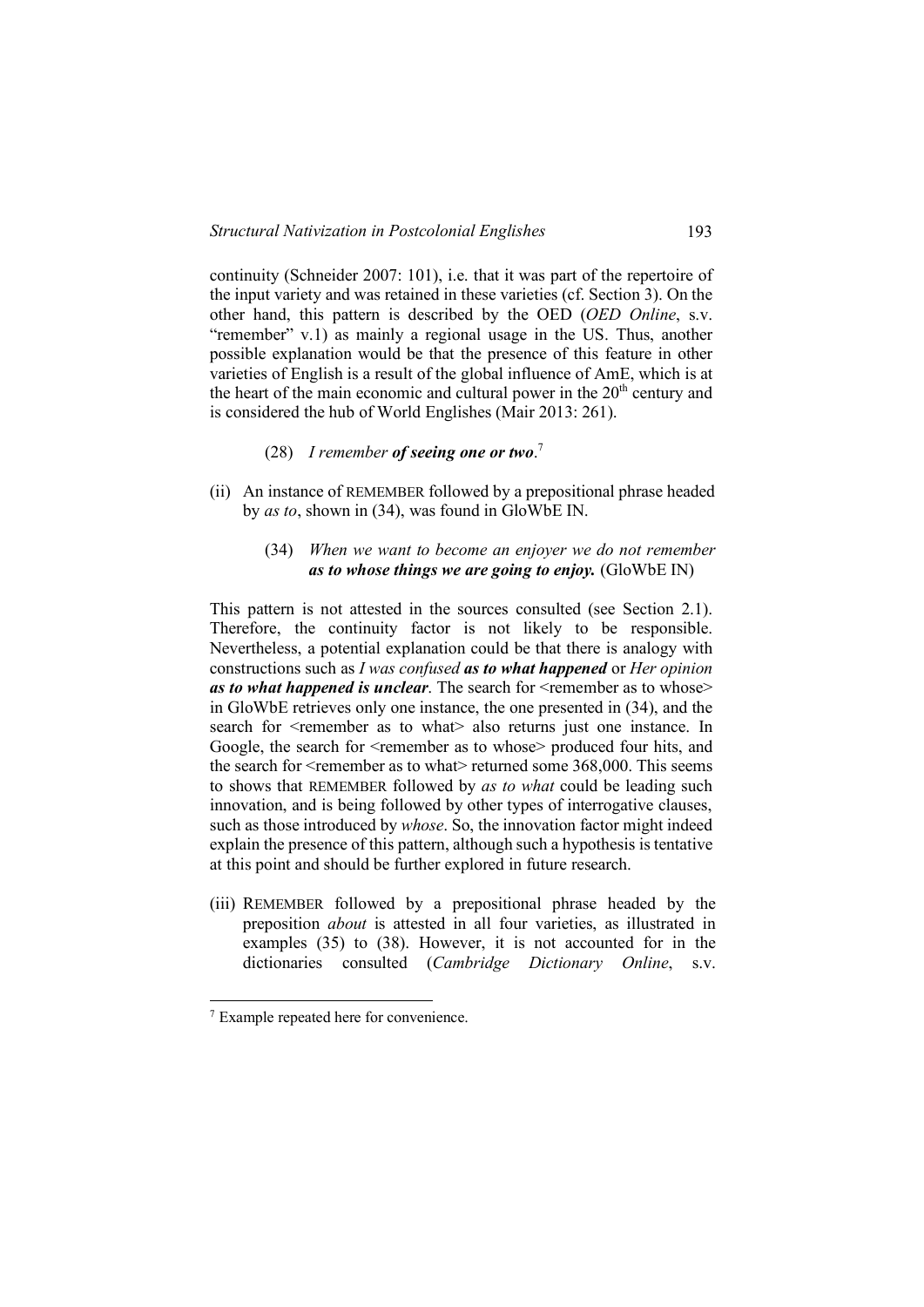continuity (Schneider 2007: 101), i.e. that it was part of the repertoire of the input variety and was retained in these varieties (cf. Section 3). On the other hand, this pattern is described by the OED (*OED Online*, s.v. "remember" v.1) as mainly a regional usage in the US. Thus, another possible explanation would be that the presence of this feature in other varieties of English is a result of the global influence of AmE, which is at the heart of the main economic and cultural power in the 20th century and is considered the hub of World Englishes (Mair 2013: 261).

> (28) *I remember* ***of seeing one or two***.[7]

(ii) An instance of REMEMBER followed by a prepositional phrase headed by *as to*, shown in (34), was found in GloWbE IN.

> (34) *When we want to become an enjoyer we do not remember* ***as to whose things we are going to enjoy.*** (GloWbE IN)

This pattern is not attested in the sources consulted (see Section 2.1). Therefore, the continuity factor is not likely to be responsible. Nevertheless, a potential explanation could be that there is analogy with constructions such as *I was confused* ***as to what happened*** or *Her opinion* ***as to what happened is unclear***. The search for <remember as to whose> in GloWbE retrieves only one instance, the one presented in (34), and the search for <remember as to what> also returns just one instance. In Google, the search for <remember as to whose> produced four hits, and the search for <remember as to what> returned some 368,000. This seems to shows that REMEMBER followed by *as to what* could be leading such innovation, and is being followed by other types of interrogative clauses, such as those introduced by *whose*. So, the innovation factor might indeed explain the presence of this pattern, although such a hypothesis is tentative at this point and should be further explored in future research.

(iii) REMEMBER followed by a prepositional phrase headed by the preposition *about* is attested in all four varieties, as illustrated in examples (35) to (38). However, it is not accounted for in the dictionaries consulted (*Cambridge Dictionary Online*, s.v.

---

[7] Example repeated here for convenience.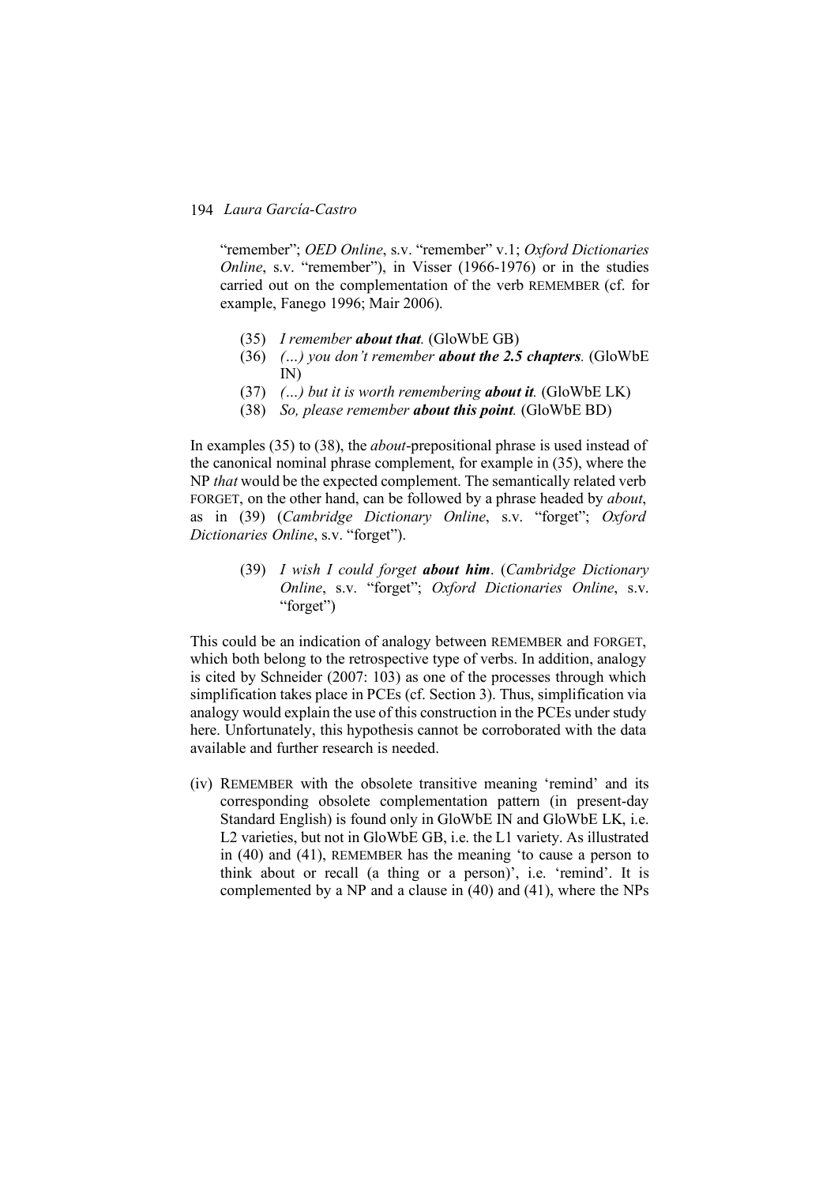"remember"; *OED Online*, s.v. "remember" v.1; *Oxford Dictionaries Online*, s.v. "remember"), in Visser (1966-1976) or in the studies carried out on the complementation of the verb REMEMBER (cf. for example, Fanego 1996; Mair 2006).

(35) *I remember **about that**.* (GloWbE GB)
(36) *(…) you don't remember **about the 2.5 chapters**.* (GloWbE IN)
(37) *(…) but it is worth remembering **about it**.* (GloWbE LK)
(38) *So, please remember **about this point**.* (GloWbE BD)

In examples (35) to (38), the *about*-prepositional phrase is used instead of the canonical nominal phrase complement, for example in (35), where the NP *that* would be the expected complement. The semantically related verb FORGET, on the other hand, can be followed by a phrase headed by *about*, as in (39) (*Cambridge Dictionary Online*, s.v. "forget"; *Oxford Dictionaries Online*, s.v. "forget").

(39) *I wish I could forget **about him***. (*Cambridge Dictionary Online*, s.v. "forget"; *Oxford Dictionaries Online*, s.v. "forget")

This could be an indication of analogy between REMEMBER and FORGET, which both belong to the retrospective type of verbs. In addition, analogy is cited by Schneider (2007: 103) as one of the processes through which simplification takes place in PCEs (cf. Section 3). Thus, simplification via analogy would explain the use of this construction in the PCEs under study here. Unfortunately, this hypothesis cannot be corroborated with the data available and further research is needed.

(iv) REMEMBER with the obsolete transitive meaning 'remind' and its corresponding obsolete complementation pattern (in present-day Standard English) is found only in GloWbE IN and GloWbE LK, i.e. L2 varieties, but not in GloWbE GB, i.e. the L1 variety. As illustrated in (40) and (41), REMEMBER has the meaning 'to cause a person to think about or recall (a thing or a person)', i.e. 'remind'. It is complemented by a NP and a clause in (40) and (41), where the NPs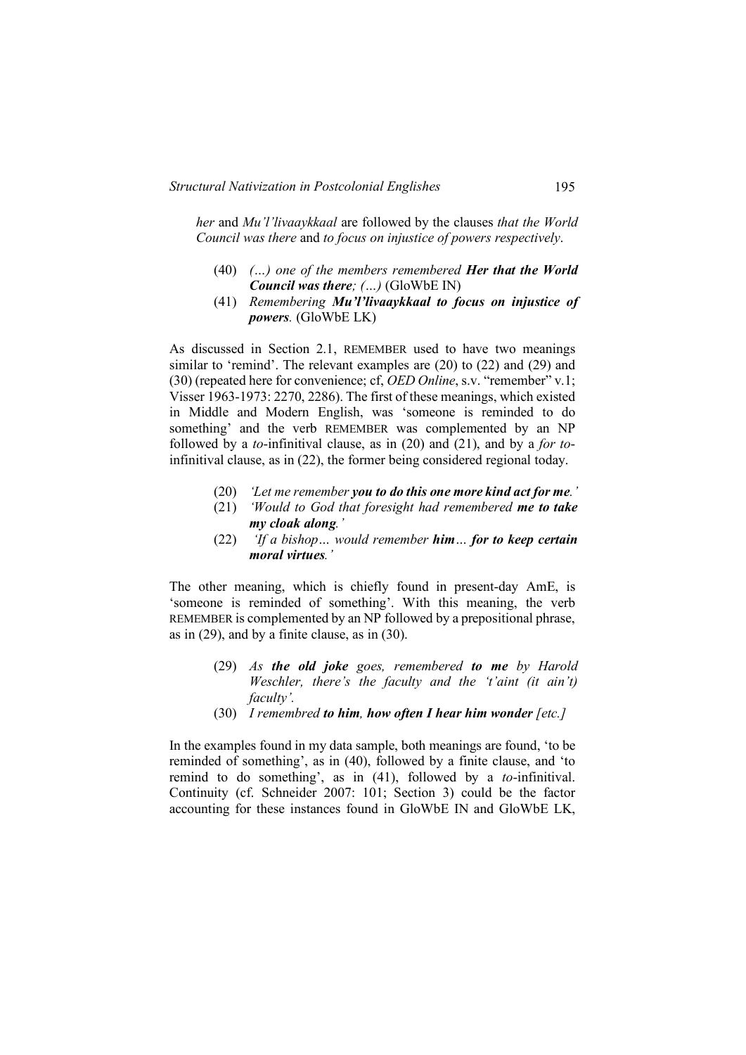*her* and *Mu'l'livaaykkaal* are followed by the clauses *that the World Council was there* and *to focus on injustice of powers respectively*.

(40) *(…) one of the members remembered **Her that the World Council was there**; (…)* (GloWbE IN)

(41) *Remembering **Mu'l'livaaykkaal to focus on injustice of powers**.* (GloWbE LK)

As discussed in Section 2.1, REMEMBER used to have two meanings similar to 'remind'. The relevant examples are (20) to (22) and (29) and (30) (repeated here for convenience; cf, *OED Online*, s.v. "remember" v.1; Visser 1963-1973: 2270, 2286). The first of these meanings, which existed in Middle and Modern English, was 'someone is reminded to do something' and the verb REMEMBER was complemented by an NP followed by a *to*-infinitival clause, as in (20) and (21), and by a *for to*-infinitival clause, as in (22), the former being considered regional today.

(20) *'Let me remember **you to do this one more kind act for me**.'*

(21) *'Would to God that foresight had remembered **me to take my cloak along**.'*

(22) *'If a bishop… would remember **him**… **for to keep certain moral virtues**.'*

The other meaning, which is chiefly found in present-day AmE, is 'someone is reminded of something'. With this meaning, the verb REMEMBER is complemented by an NP followed by a prepositional phrase, as in (29), and by a finite clause, as in (30).

(29) *As **the old joke** goes, remembered **to me** by Harold Weschler, there's the faculty and the 't'aint (it ain't) faculty'.*

(30) *I remembred **to him, how often I hear him wonder** [etc.]*

In the examples found in my data sample, both meanings are found, 'to be reminded of something', as in (40), followed by a finite clause, and 'to remind to do something', as in (41), followed by a *to*-infinitival. Continuity (cf. Schneider 2007: 101; Section 3) could be the factor accounting for these instances found in GloWbE IN and GloWbE LK,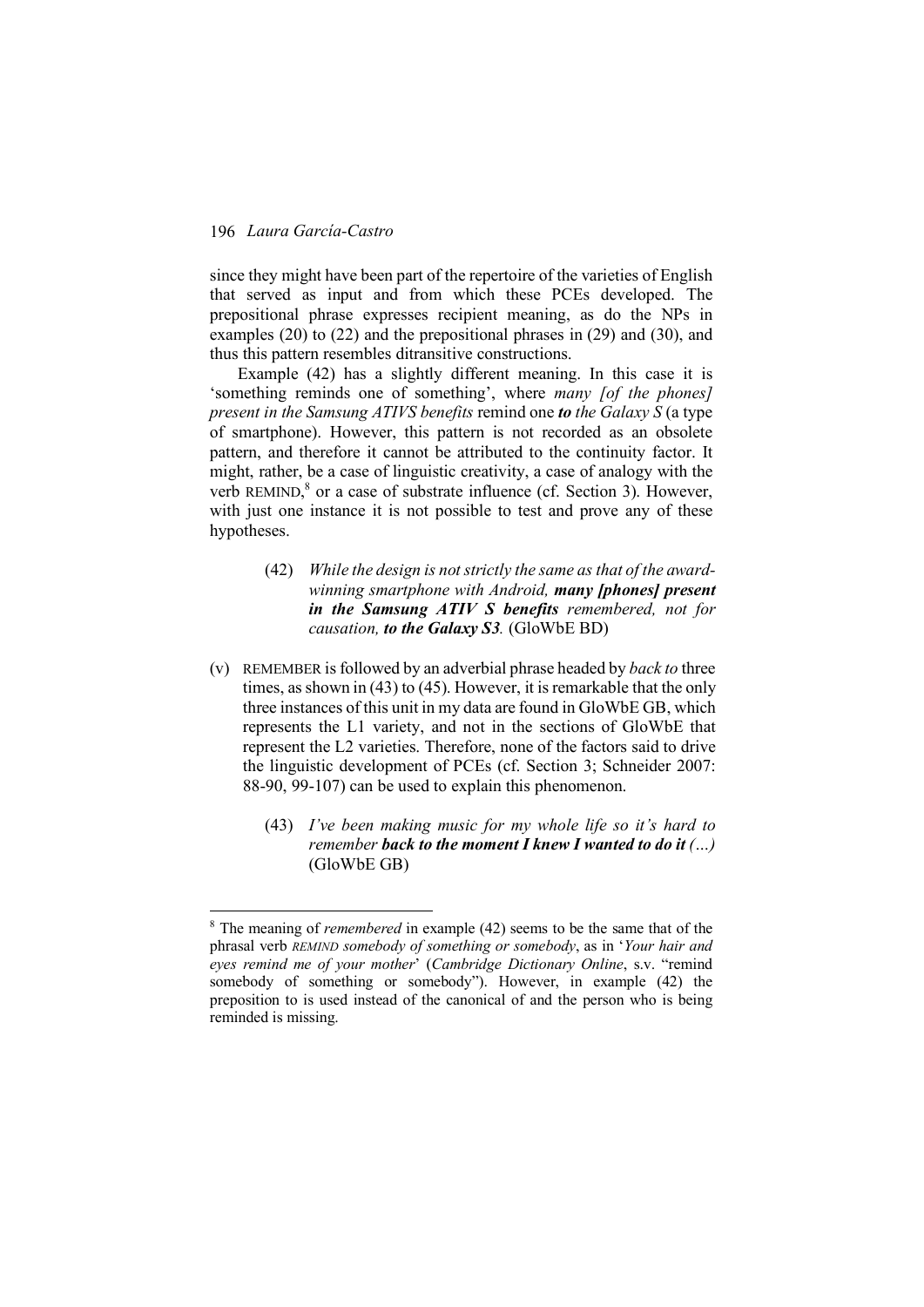since they might have been part of the repertoire of the varieties of English that served as input and from which these PCEs developed. The prepositional phrase expresses recipient meaning, as do the NPs in examples (20) to (22) and the prepositional phrases in (29) and (30), and thus this pattern resembles ditransitive constructions.

Example (42) has a slightly different meaning. In this case it is 'something reminds one of something', where *many [of the phones] present in the Samsung ATIVS benefits* remind one ***to*** *the Galaxy S* (a type of smartphone). However, this pattern is not recorded as an obsolete pattern, and therefore it cannot be attributed to the continuity factor. It might, rather, be a case of linguistic creativity, a case of analogy with the verb REMIND,[8] or a case of substrate influence (cf. Section 3). However, with just one instance it is not possible to test and prove any of these hypotheses.

> (42) *While the design is not strictly the same as that of the award-winning smartphone with Android,* ***many [phones] present in the Samsung ATIV S benefits*** *remembered, not for causation,* ***to the Galaxy S3.*** (GloWbE BD)

(v) REMEMBER is followed by an adverbial phrase headed by *back to* three times, as shown in (43) to (45). However, it is remarkable that the only three instances of this unit in my data are found in GloWbE GB, which represents the L1 variety, and not in the sections of GloWbE that represent the L2 varieties. Therefore, none of the factors said to drive the linguistic development of PCEs (cf. Section 3; Schneider 2007: 88-90, 99-107) can be used to explain this phenomenon.

> (43) *I've been making music for my whole life so it's hard to remember* ***back to the moment I knew I wanted to do it*** *(…)* (GloWbE GB)

---

[8] The meaning of *remembered* in example (42) seems to be the same that of the phrasal verb *REMIND somebody of something or somebody*, as in '*Your hair and eyes remind me of your mother*' (*Cambridge Dictionary Online*, s.v. "remind somebody of something or somebody"). However, in example (42) the preposition to is used instead of the canonical of and the person who is being reminded is missing.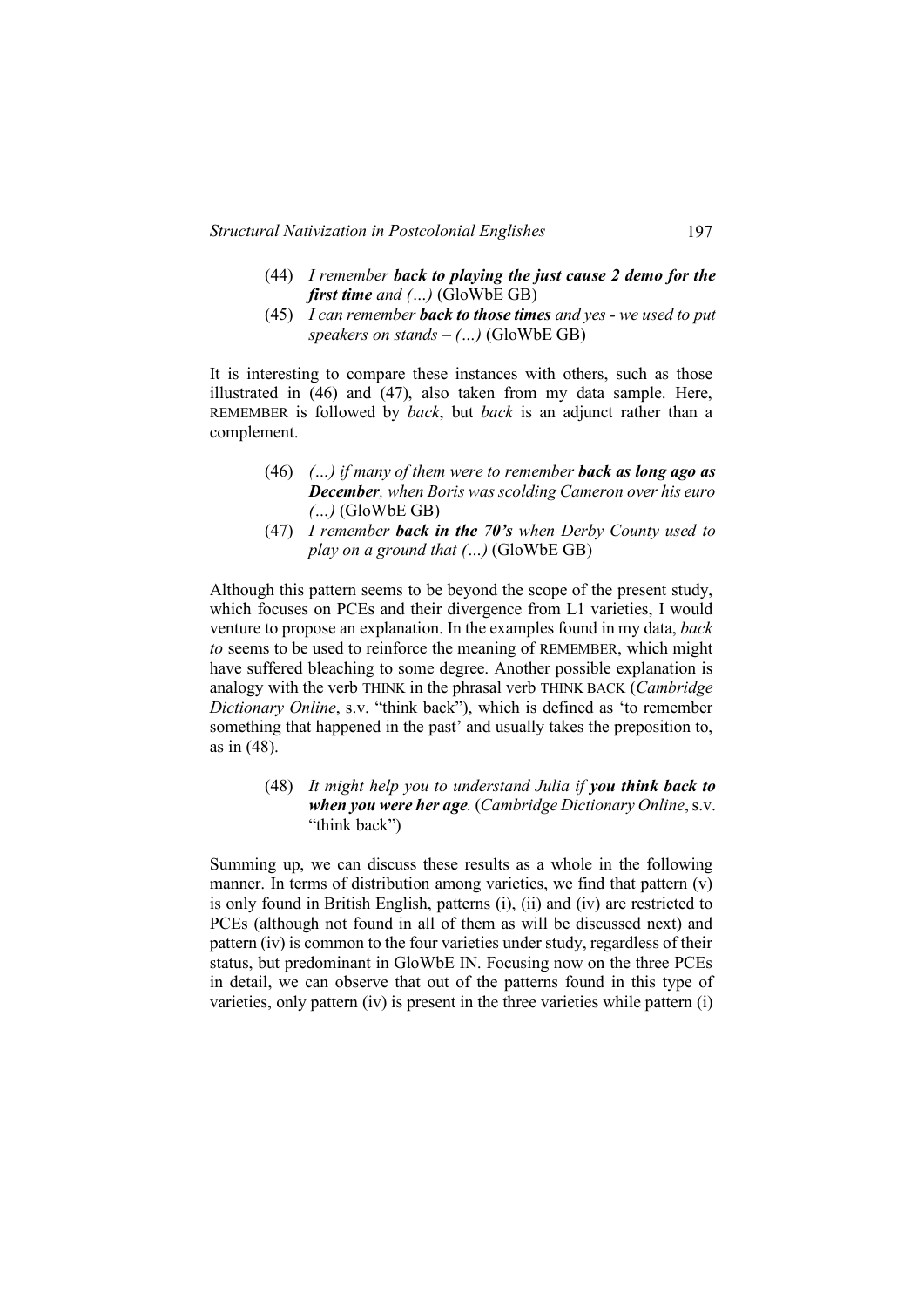(44) *I remember **back to playing the just cause 2 demo for the first time** and (…)* (GloWbE GB)

(45) *I can remember **back to those times** and yes - we used to put speakers on stands – (…)* (GloWbE GB)

It is interesting to compare these instances with others, such as those illustrated in (46) and (47), also taken from my data sample. Here, REMEMBER is followed by *back*, but *back* is an adjunct rather than a complement.

(46) *(…) if many of them were to remember **back as long ago as December**, when Boris was scolding Cameron over his euro (…)* (GloWbE GB)

(47) *I remember **back in the 70's** when Derby County used to play on a ground that (…)* (GloWbE GB)

Although this pattern seems to be beyond the scope of the present study, which focuses on PCEs and their divergence from L1 varieties, I would venture to propose an explanation. In the examples found in my data, *back to* seems to be used to reinforce the meaning of REMEMBER, which might have suffered bleaching to some degree. Another possible explanation is analogy with the verb THINK in the phrasal verb THINK BACK (*Cambridge Dictionary Online*, s.v. "think back"), which is defined as 'to remember something that happened in the past' and usually takes the preposition to, as in (48).

(48) *It might help you to understand Julia if **you think back to when you were her age**.* (*Cambridge Dictionary Online*, s.v. "think back")

Summing up, we can discuss these results as a whole in the following manner. In terms of distribution among varieties, we find that pattern (v) is only found in British English, patterns (i), (ii) and (iv) are restricted to PCEs (although not found in all of them as will be discussed next) and pattern (iv) is common to the four varieties under study, regardless of their status, but predominant in GloWbE IN. Focusing now on the three PCEs in detail, we can observe that out of the patterns found in this type of varieties, only pattern (iv) is present in the three varieties while pattern (i)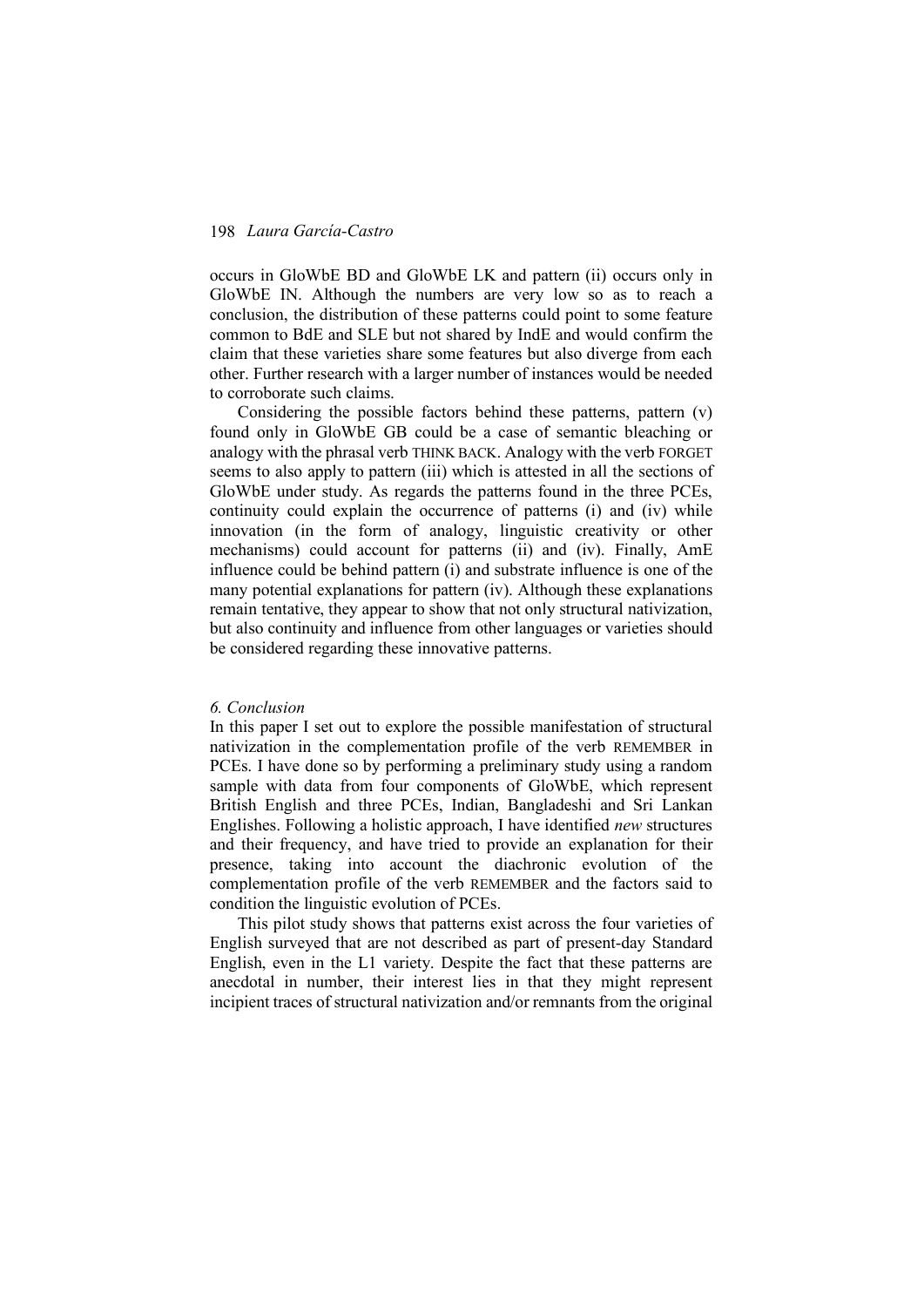occurs in GloWbE BD and GloWbE LK and pattern (ii) occurs only in GloWbE IN. Although the numbers are very low so as to reach a conclusion, the distribution of these patterns could point to some feature common to BdE and SLE but not shared by IndE and would confirm the claim that these varieties share some features but also diverge from each other. Further research with a larger number of instances would be needed to corroborate such claims.

Considering the possible factors behind these patterns, pattern (v) found only in GloWbE GB could be a case of semantic bleaching or analogy with the phrasal verb THINK BACK. Analogy with the verb FORGET seems to also apply to pattern (iii) which is attested in all the sections of GloWbE under study. As regards the patterns found in the three PCEs, continuity could explain the occurrence of patterns (i) and (iv) while innovation (in the form of analogy, linguistic creativity or other mechanisms) could account for patterns (ii) and (iv). Finally, AmE influence could be behind pattern (i) and substrate influence is one of the many potential explanations for pattern (iv). Although these explanations remain tentative, they appear to show that not only structural nativization, but also continuity and influence from other languages or varieties should be considered regarding these innovative patterns.

## *6. Conclusion*

In this paper I set out to explore the possible manifestation of structural nativization in the complementation profile of the verb REMEMBER in PCEs. I have done so by performing a preliminary study using a random sample with data from four components of GloWbE, which represent British English and three PCEs, Indian, Bangladeshi and Sri Lankan Englishes. Following a holistic approach, I have identified *new* structures and their frequency, and have tried to provide an explanation for their presence, taking into account the diachronic evolution of the complementation profile of the verb REMEMBER and the factors said to condition the linguistic evolution of PCEs.

This pilot study shows that patterns exist across the four varieties of English surveyed that are not described as part of present-day Standard English, even in the L1 variety. Despite the fact that these patterns are anecdotal in number, their interest lies in that they might represent incipient traces of structural nativization and/or remnants from the original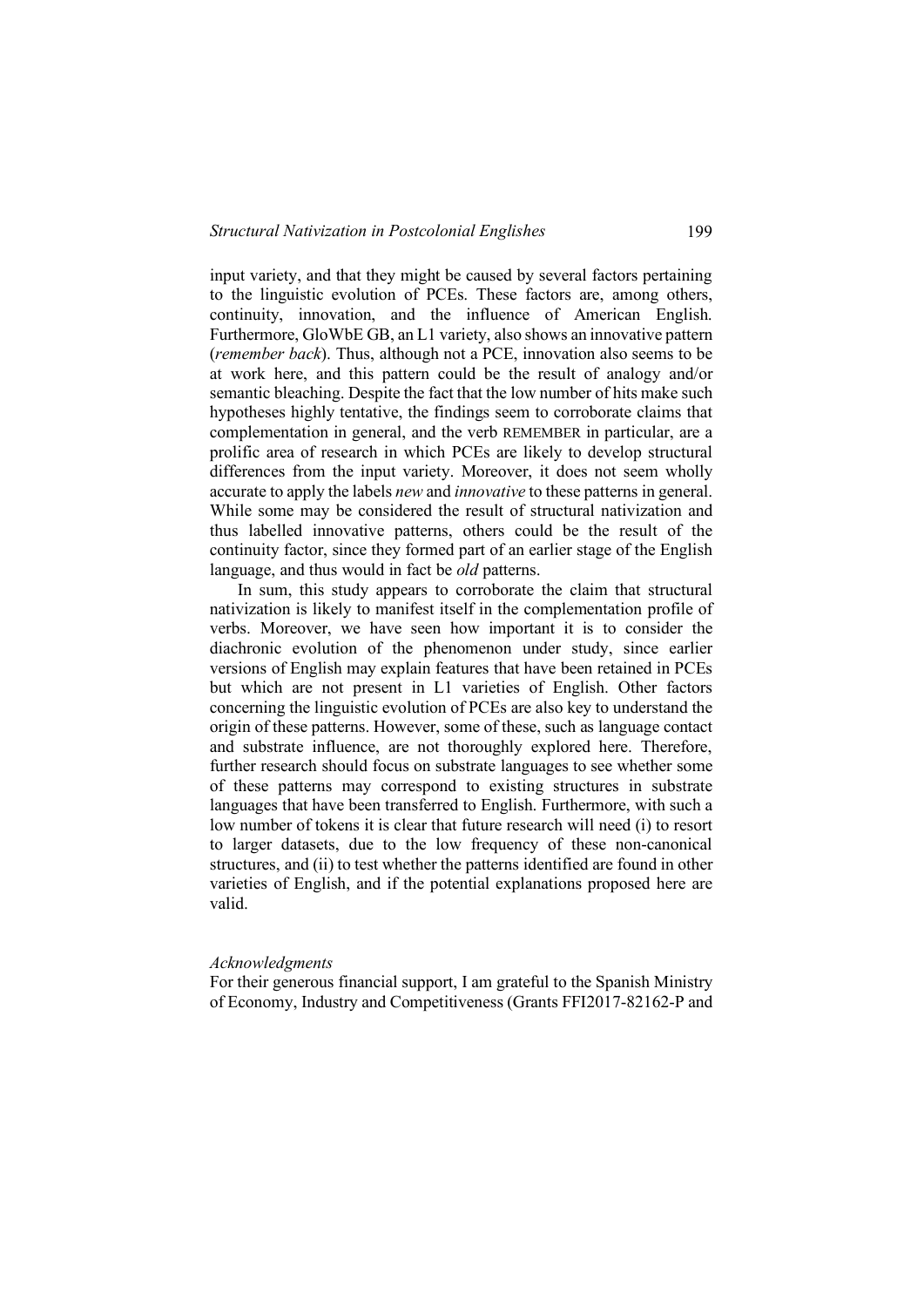input variety, and that they might be caused by several factors pertaining to the linguistic evolution of PCEs. These factors are, among others, continuity, innovation, and the influence of American English. Furthermore, GloWbE GB, an L1 variety, also shows an innovative pattern (*remember back*). Thus, although not a PCE, innovation also seems to be at work here, and this pattern could be the result of analogy and/or semantic bleaching. Despite the fact that the low number of hits make such hypotheses highly tentative, the findings seem to corroborate claims that complementation in general, and the verb REMEMBER in particular, are a prolific area of research in which PCEs are likely to develop structural differences from the input variety. Moreover, it does not seem wholly accurate to apply the labels *new* and *innovative* to these patterns in general. While some may be considered the result of structural nativization and thus labelled innovative patterns, others could be the result of the continuity factor, since they formed part of an earlier stage of the English language, and thus would in fact be *old* patterns.

In sum, this study appears to corroborate the claim that structural nativization is likely to manifest itself in the complementation profile of verbs. Moreover, we have seen how important it is to consider the diachronic evolution of the phenomenon under study, since earlier versions of English may explain features that have been retained in PCEs but which are not present in L1 varieties of English. Other factors concerning the linguistic evolution of PCEs are also key to understand the origin of these patterns. However, some of these, such as language contact and substrate influence, are not thoroughly explored here. Therefore, further research should focus on substrate languages to see whether some of these patterns may correspond to existing structures in substrate languages that have been transferred to English. Furthermore, with such a low number of tokens it is clear that future research will need (i) to resort to larger datasets, due to the low frequency of these non-canonical structures, and (ii) to test whether the patterns identified are found in other varieties of English, and if the potential explanations proposed here are valid.

*Acknowledgments*

For their generous financial support, I am grateful to the Spanish Ministry of Economy, Industry and Competitiveness (Grants FFI2017-82162-P and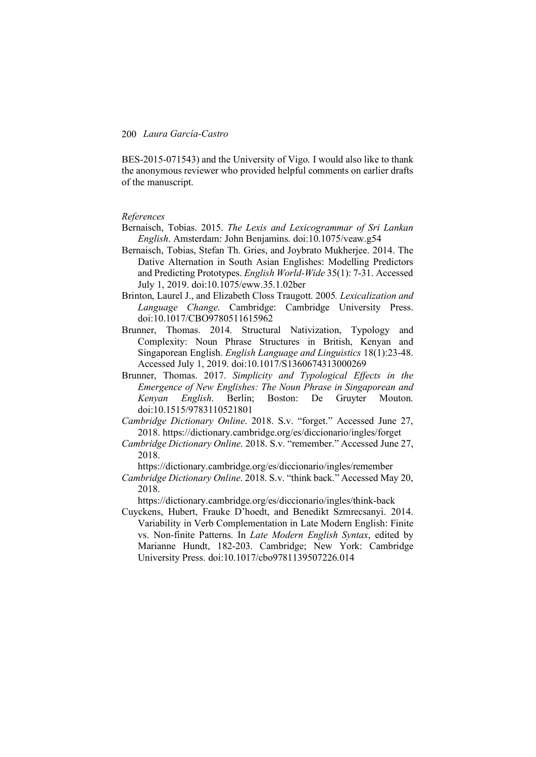BES-2015-071543) and the University of Vigo. I would also like to thank the anonymous reviewer who provided helpful comments on earlier drafts of the manuscript.

*References*

Bernaisch, Tobias. 2015. *The Lexis and Lexicogrammar of Sri Lankan English*. Amsterdam: John Benjamins. doi:10.1075/veaw.g54

Bernaisch, Tobias, Stefan Th. Gries, and Joybrato Mukherjee. 2014. The Dative Alternation in South Asian Englishes: Modelling Predictors and Predicting Prototypes. *English World-Wide* 35(1): 7-31. Accessed July 1, 2019. doi:10.1075/eww.35.1.02ber

Brinton, Laurel J., and Elizabeth Closs Traugott. 2005. *Lexicalization and Language Change*. Cambridge: Cambridge University Press. doi:10.1017/CBO9780511615962

Brunner, Thomas. 2014. Structural Nativization, Typology and Complexity: Noun Phrase Structures in British, Kenyan and Singaporean English. *English Language and Linguistics* 18(1):23-48. Accessed July 1, 2019. doi:10.1017/S1360674313000269

Brunner, Thomas. 2017. *Simplicity and Typological Effects in the Emergence of New Englishes: The Noun Phrase in Singaporean and Kenyan English*. Berlin; Boston: De Gruyter Mouton. doi:10.1515/9783110521801

*Cambridge Dictionary Online*. 2018. S.v. "forget." Accessed June 27, 2018. https://dictionary.cambridge.org/es/diccionario/ingles/forget

*Cambridge Dictionary Online*. 2018. S.v. "remember." Accessed June 27, 2018. https://dictionary.cambridge.org/es/diccionario/ingles/remember

*Cambridge Dictionary Online*. 2018. S.v. "think back." Accessed May 20, 2018. https://dictionary.cambridge.org/es/diccionario/ingles/think-back

Cuyckens, Hubert, Frauke D'hoedt, and Benedikt Szmrecsanyi. 2014. Variability in Verb Complementation in Late Modern English: Finite vs. Non-finite Patterns. In *Late Modern English Syntax*, edited by Marianne Hundt, 182-203. Cambridge; New York: Cambridge University Press. doi:10.1017/cbo9781139507226.014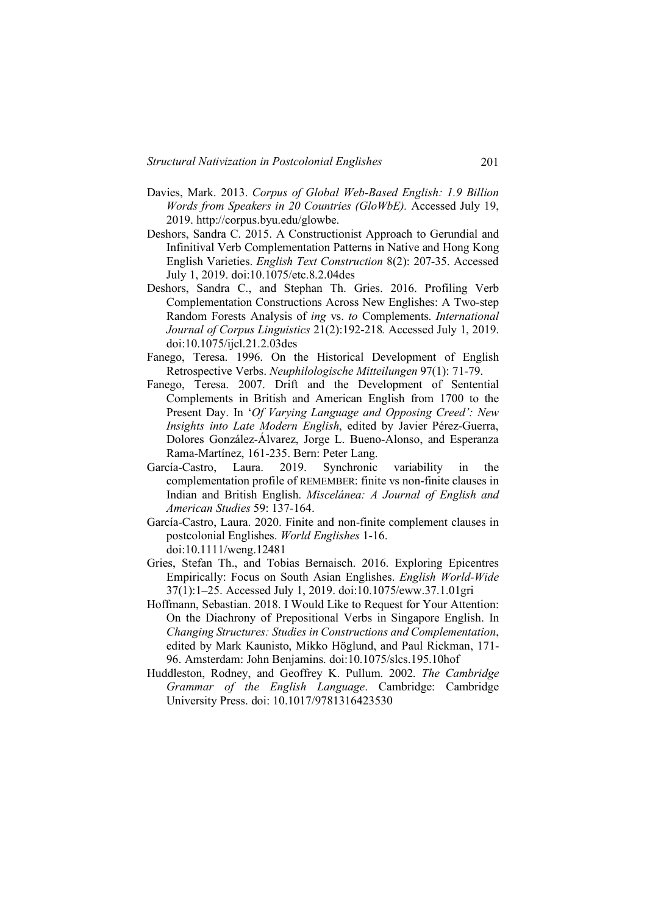Davies, Mark. 2013. *Corpus of Global Web-Based English: 1.9 Billion Words from Speakers in 20 Countries (GloWbE).* Accessed July 19, 2019. http://corpus.byu.edu/glowbe.

Deshors, Sandra C. 2015. A Constructionist Approach to Gerundial and Infinitival Verb Complementation Patterns in Native and Hong Kong English Varieties. *English Text Construction* 8(2): 207-35. Accessed July 1, 2019. doi:10.1075/etc.8.2.04des

Deshors, Sandra C., and Stephan Th. Gries. 2016. Profiling Verb Complementation Constructions Across New Englishes: A Two-step Random Forests Analysis of *ing* vs. *to* Complements. *International Journal of Corpus Linguistics* 21(2):192-218*.* Accessed July 1, 2019. doi:10.1075/ijcl.21.2.03des

Fanego, Teresa. 1996. On the Historical Development of English Retrospective Verbs. *Neuphilologische Mitteilungen* 97(1): 71-79.

Fanego, Teresa. 2007. Drift and the Development of Sentential Complements in British and American English from 1700 to the Present Day. In '*Of Varying Language and Opposing Creed': New Insights into Late Modern English*, edited by Javier Pérez-Guerra, Dolores González-Álvarez, Jorge L. Bueno-Alonso, and Esperanza Rama-Martínez, 161-235. Bern: Peter Lang.

García-Castro, Laura. 2019. Synchronic variability in the complementation profile of REMEMBER: finite vs non-finite clauses in Indian and British English. *Miscelánea: A Journal of English and American Studies* 59: 137-164.

García-Castro, Laura. 2020. Finite and non-finite complement clauses in postcolonial Englishes. *World Englishes* 1-16. doi:10.1111/weng.12481

Gries, Stefan Th., and Tobias Bernaisch. 2016. Exploring Epicentres Empirically: Focus on South Asian Englishes. *English World-Wide* 37(1):1–25. Accessed July 1, 2019. doi:10.1075/eww.37.1.01gri

Hoffmann, Sebastian. 2018. I Would Like to Request for Your Attention: On the Diachrony of Prepositional Verbs in Singapore English. In *Changing Structures: Studies in Constructions and Complementation*, edited by Mark Kaunisto, Mikko Höglund, and Paul Rickman, 171-96. Amsterdam: John Benjamins. doi:10.1075/slcs.195.10hof

Huddleston, Rodney, and Geoffrey K. Pullum. 2002. *The Cambridge Grammar of the English Language*. Cambridge: Cambridge University Press. doi: 10.1017/9781316423530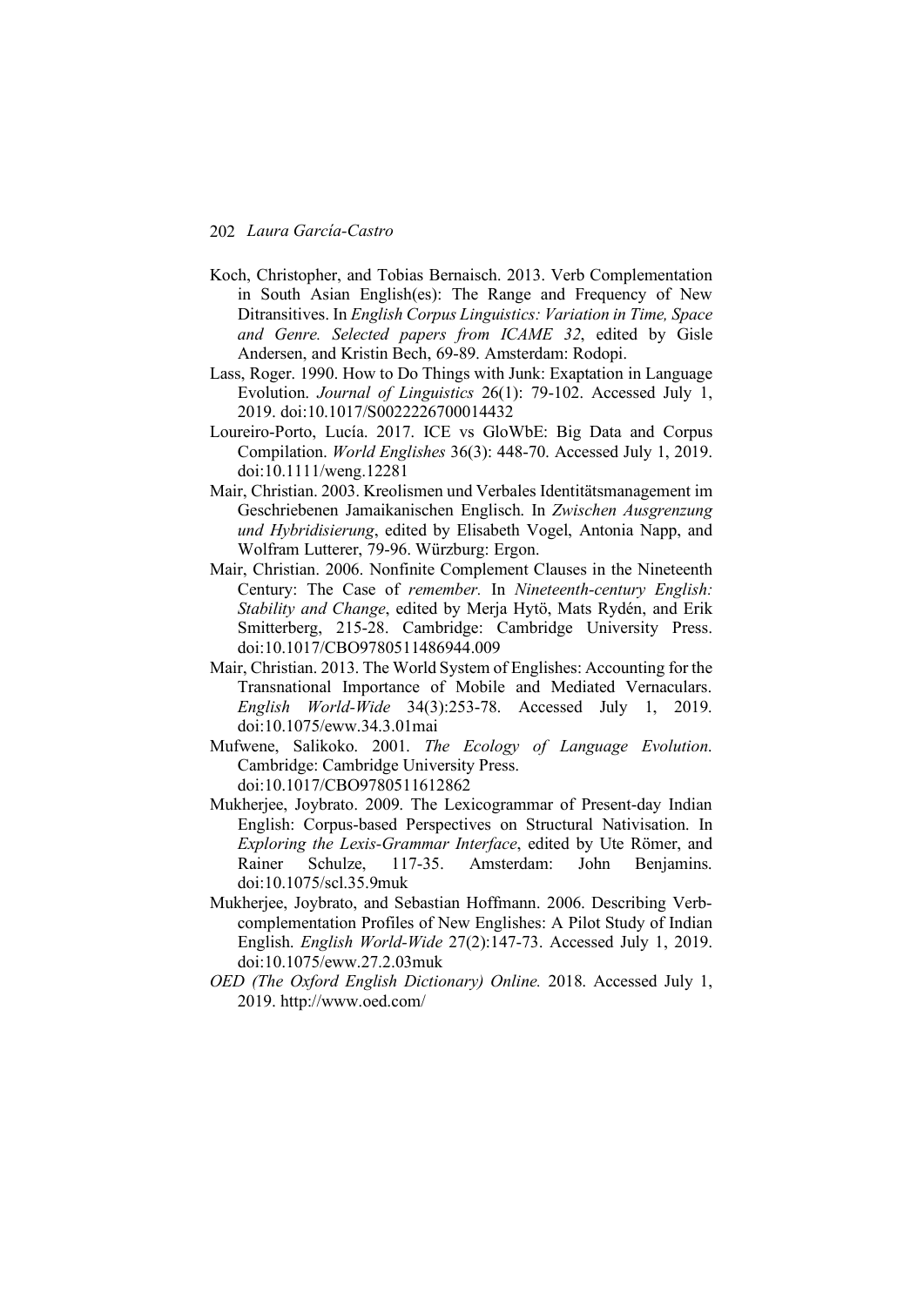Koch, Christopher, and Tobias Bernaisch. 2013. Verb Complementation in South Asian English(es): The Range and Frequency of New Ditransitives. In *English Corpus Linguistics: Variation in Time, Space and Genre. Selected papers from ICAME 32*, edited by Gisle Andersen, and Kristin Bech, 69-89. Amsterdam: Rodopi.

Lass, Roger. 1990. How to Do Things with Junk: Exaptation in Language Evolution. *Journal of Linguistics* 26(1): 79-102. Accessed July 1, 2019. doi:10.1017/S0022226700014432

Loureiro-Porto, Lucía. 2017. ICE vs GloWbE: Big Data and Corpus Compilation. *World Englishes* 36(3): 448-70. Accessed July 1, 2019. doi:10.1111/weng.12281

Mair, Christian. 2003. Kreolismen und Verbales Identitätsmanagement im Geschriebenen Jamaikanischen Englisch. In *Zwischen Ausgrenzung und Hybridisierung*, edited by Elisabeth Vogel, Antonia Napp, and Wolfram Lutterer, 79-96. Würzburg: Ergon.

Mair, Christian. 2006. Nonfinite Complement Clauses in the Nineteenth Century: The Case of *remember.* In *Nineteenth-century English: Stability and Change*, edited by Merja Hytö, Mats Rydén, and Erik Smitterberg, 215-28. Cambridge: Cambridge University Press. doi:10.1017/CBO9780511486944.009

Mair, Christian. 2013. The World System of Englishes: Accounting for the Transnational Importance of Mobile and Mediated Vernaculars. *English World-Wide* 34(3):253-78. Accessed July 1, 2019. doi:10.1075/eww.34.3.01mai

Mufwene, Salikoko. 2001. *The Ecology of Language Evolution*. Cambridge: Cambridge University Press. doi:10.1017/CBO9780511612862

Mukherjee, Joybrato. 2009. The Lexicogrammar of Present-day Indian English: Corpus-based Perspectives on Structural Nativisation. In *Exploring the Lexis-Grammar Interface*, edited by Ute Römer, and Rainer Schulze, 117-35. Amsterdam: John Benjamins. doi:10.1075/scl.35.9muk

Mukherjee, Joybrato, and Sebastian Hoffmann. 2006. Describing Verb-complementation Profiles of New Englishes: A Pilot Study of Indian English. *English World-Wide* 27(2):147-73. Accessed July 1, 2019. doi:10.1075/eww.27.2.03muk

*OED (The Oxford English Dictionary) Online.* 2018. Accessed July 1, 2019. http://www.oed.com/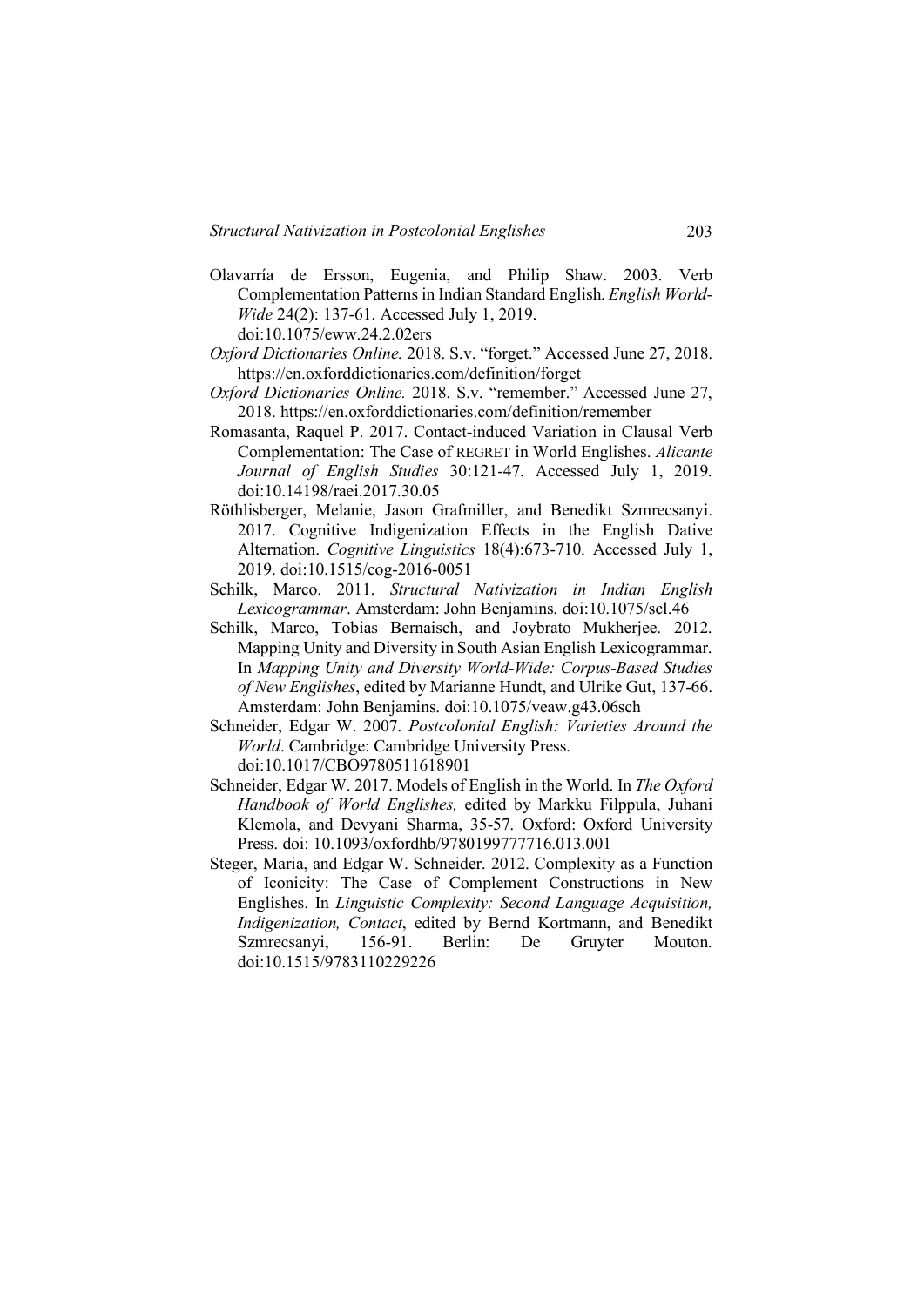Olavarría de Ersson, Eugenia, and Philip Shaw. 2003. Verb Complementation Patterns in Indian Standard English. *English World-Wide* 24(2): 137-61. Accessed July 1, 2019. doi:10.1075/eww.24.2.02ers

*Oxford Dictionaries Online.* 2018. S.v. "forget." Accessed June 27, 2018. https://en.oxforddictionaries.com/definition/forget

*Oxford Dictionaries Online.* 2018. S.v. "remember." Accessed June 27, 2018. https://en.oxforddictionaries.com/definition/remember

Romasanta, Raquel P. 2017. Contact-induced Variation in Clausal Verb Complementation: The Case of REGRET in World Englishes. *Alicante Journal of English Studies* 30:121-47. Accessed July 1, 2019. doi:10.14198/raei.2017.30.05

Röthlisberger, Melanie, Jason Grafmiller, and Benedikt Szmrecsanyi. 2017. Cognitive Indigenization Effects in the English Dative Alternation. *Cognitive Linguistics* 18(4):673-710. Accessed July 1, 2019. doi:10.1515/cog-2016-0051

Schilk, Marco. 2011. *Structural Nativization in Indian English Lexicogrammar*. Amsterdam: John Benjamins. doi:10.1075/scl.46

Schilk, Marco, Tobias Bernaisch, and Joybrato Mukherjee. 2012. Mapping Unity and Diversity in South Asian English Lexicogrammar. In *Mapping Unity and Diversity World-Wide: Corpus-Based Studies of New Englishes*, edited by Marianne Hundt, and Ulrike Gut, 137-66. Amsterdam: John Benjamins. doi:10.1075/veaw.g43.06sch

Schneider, Edgar W. 2007. *Postcolonial English: Varieties Around the World*. Cambridge: Cambridge University Press. doi:10.1017/CBO9780511618901

Schneider, Edgar W. 2017. Models of English in the World. In *The Oxford Handbook of World Englishes,* edited by Markku Filppula, Juhani Klemola, and Devyani Sharma, 35-57. Oxford: Oxford University Press. doi: 10.1093/oxfordhb/9780199777716.013.001

Steger, Maria, and Edgar W. Schneider. 2012. Complexity as a Function of Iconicity: The Case of Complement Constructions in New Englishes. In *Linguistic Complexity: Second Language Acquisition, Indigenization, Contact*, edited by Bernd Kortmann, and Benedikt Szmrecsanyi, 156-91. Berlin: De Gruyter Mouton. doi:10.1515/9783110229226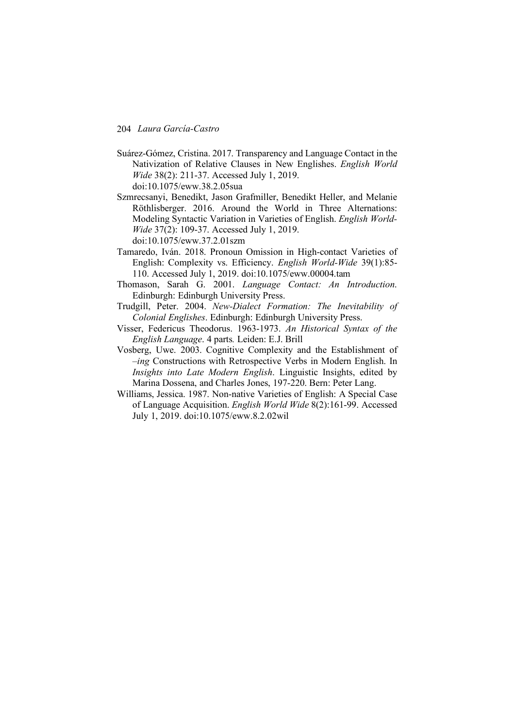Suárez-Gómez, Cristina. 2017. Transparency and Language Contact in the Nativization of Relative Clauses in New Englishes. *English World Wide* 38(2): 211-37. Accessed July 1, 2019. doi:10.1075/eww.38.2.05sua

Szmrecsanyi, Benedikt, Jason Grafmiller, Benedikt Heller, and Melanie Röthlisberger. 2016. Around the World in Three Alternations: Modeling Syntactic Variation in Varieties of English. *English World-Wide* 37(2): 109-37. Accessed July 1, 2019. doi:10.1075/eww.37.2.01szm

Tamaredo, Iván. 2018. Pronoun Omission in High-contact Varieties of English: Complexity vs. Efficiency. *English World-Wide* 39(1):85-110. Accessed July 1, 2019. doi:10.1075/eww.00004.tam

Thomason, Sarah G. 2001. *Language Contact: An Introduction*. Edinburgh: Edinburgh University Press.

Trudgill, Peter. 2004. *New-Dialect Formation: The Inevitability of Colonial Englishes*. Edinburgh: Edinburgh University Press.

Visser, Federicus Theodorus. 1963-1973. *An Historical Syntax of the English Language*. 4 parts*.* Leiden: E.J. Brill

Vosberg, Uwe. 2003. Cognitive Complexity and the Establishment of *–ing* Constructions with Retrospective Verbs in Modern English. In *Insights into Late Modern English*. Linguistic Insights, edited by Marina Dossena, and Charles Jones, 197-220. Bern: Peter Lang.

Williams, Jessica. 1987. Non-native Varieties of English: A Special Case of Language Acquisition. *English World Wide* 8(2):161-99. Accessed July 1, 2019. doi:10.1075/eww.8.2.02wil